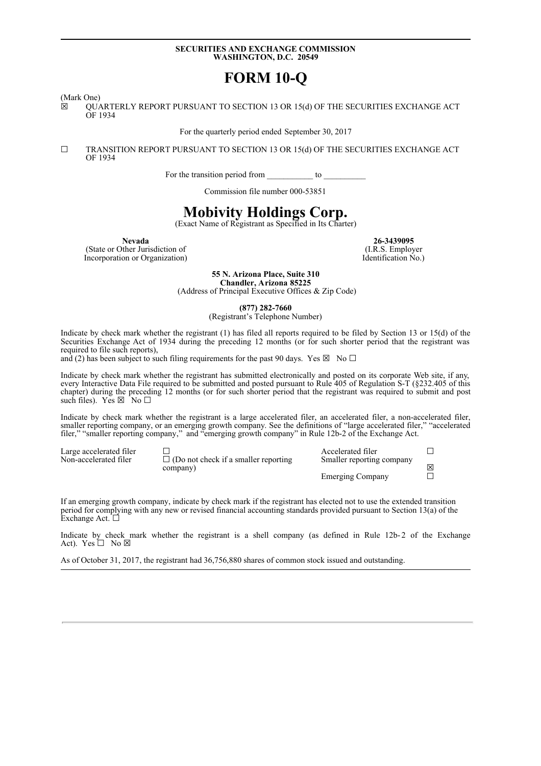**SECURITIES AND EXCHANGE COMMISSION**
**WASHINGTON, D.C. 20549**

# FORM 10-Q

(Mark One)

☒ QUARTERLY REPORT PURSUANT TO SECTION 13 OR 15(d) OF THE SECURITIES EXCHANGE ACT OF 1934

For the quarterly period ended September 30, 2017

☐ TRANSITION REPORT PURSUANT TO SECTION 13 OR 15(d) OF THE SECURITIES EXCHANGE ACT OF 1934

For the transition period from ___________ to __________

Commission file number 000-53851

# Mobivity Holdings Corp.

(Exact Name of Registrant as Specified in Its Charter)

| **Nevada** | **26-3439095** |
|---|---|
| (State or Other Jurisdiction of Incorporation or Organization) | (I.R.S. Employer Identification No.) |

**55 N. Arizona Place, Suite 310**
**Chandler, Arizona 85225**
(Address of Principal Executive Offices & Zip Code)

**(877) 282-7660**
(Registrant's Telephone Number)

Indicate by check mark whether the registrant (1) has filed all reports required to be filed by Section 13 or 15(d) of the Securities Exchange Act of 1934 during the preceding 12 months (or for such shorter period that the registrant was required to file such reports),
and (2) has been subject to such filing requirements for the past 90 days. Yes ☒ No ☐

Indicate by check mark whether the registrant has submitted electronically and posted on its corporate Web site, if any, every Interactive Data File required to be submitted and posted pursuant to Rule 405 of Regulation S-T (§232.405 of this chapter) during the preceding 12 months (or for such shorter period that the registrant was required to submit and post such files). Yes ☒ No ☐

Indicate by check mark whether the registrant is a large accelerated filer, an accelerated filer, a non-accelerated filer, smaller reporting company, or an emerging growth company. See the definitions of "large accelerated filer," "accelerated filer," "smaller reporting company," and "emerging growth company" in Rule 12b-2 of the Exchange Act.

| | | | |
|---|---|---|---|
| Large accelerated filer | ☐ | Accelerated filer | ☐ |
| Non-accelerated filer | ☐ (Do not check if a smaller reporting company) | Smaller reporting company | ☒ |
| | | Emerging Company | ☐ |

If an emerging growth company, indicate by check mark if the registrant has elected not to use the extended transition period for complying with any new or revised financial accounting standards provided pursuant to Section 13(a) of the Exchange Act. ☐

Indicate by check mark whether the registrant is a shell company (as defined in Rule 12b-2 of the Exchange Act). Yes ☐ No ☒

As of October 31, 2017, the registrant had 36,756,880 shares of common stock issued and outstanding.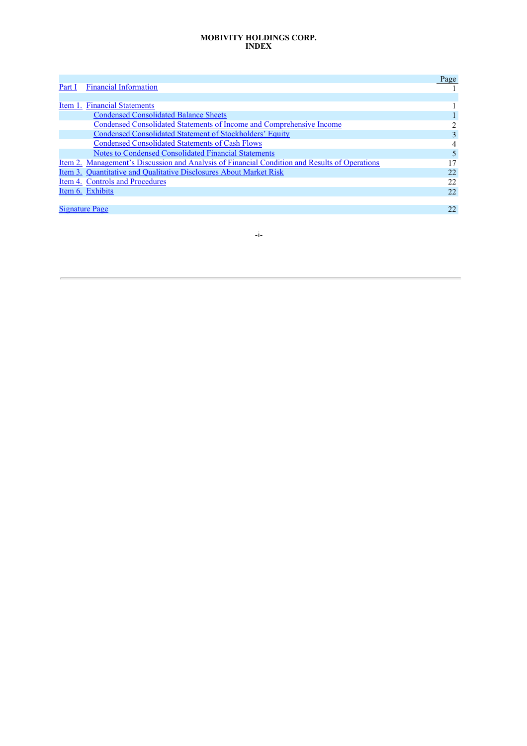**MOBIVITY HOLDINGS CORP.**
**INDEX**

| | | Page |
|---|---|---|
| Part I | Financial Information | 1 |
| | | |
| Item 1. | Financial Statements | 1 |
| | Condensed Consolidated Balance Sheets | 1 |
| | Condensed Consolidated Statements of Income and Comprehensive Income | 2 |
| | Condensed Consolidated Statement of Stockholders' Equity | 3 |
| | Condensed Consolidated Statements of Cash Flows | 4 |
| | Notes to Condensed Consolidated Financial Statements | 5 |
| Item 2. | Management's Discussion and Analysis of Financial Condition and Results of Operations | 17 |
| Item 3. | Quantitative and Qualitative Disclosures About Market Risk | 22 |
| Item 4. | Controls and Procedures | 22 |
| Item 6. | Exhibits | 22 |
| | | |
| Signature Page | | 22 |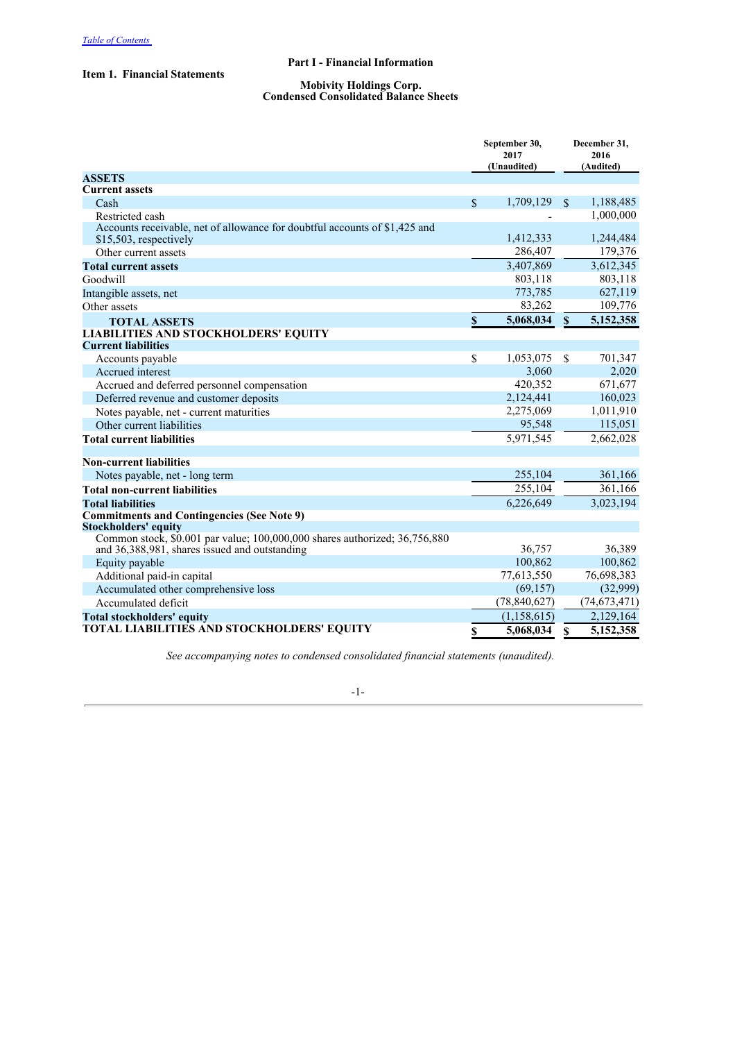[Table of Contents](#)

# Part I - Financial Information

## Item 1. Financial Statements

### Mobivity Holdings Corp.
### Condensed Consolidated Balance Sheets

| | September 30, 2017 (Unaudited) | December 31, 2016 (Audited) |
|---|---|---|
| **ASSETS** | | |
| **Current assets** | | |
| Cash | $ 1,709,129 | $ 1,188,485 |
| Restricted cash | - | 1,000,000 |
| Accounts receivable, net of allowance for doubtful accounts of $1,425 and $15,503, respectively | 1,412,333 | 1,244,484 |
| Other current assets | 286,407 | 179,376 |
| **Total current assets** | 3,407,869 | 3,612,345 |
| Goodwill | 803,118 | 803,118 |
| Intangible assets, net | 773,785 | 627,119 |
| Other assets | 83,262 | 109,776 |
| **TOTAL ASSETS** | **$ 5,068,034** | **$ 5,152,358** |
| **LIABILITIES AND STOCKHOLDERS' EQUITY** | | |
| **Current liabilities** | | |
| Accounts payable | $ 1,053,075 | $ 701,347 |
| Accrued interest | 3,060 | 2,020 |
| Accrued and deferred personnel compensation | 420,352 | 671,677 |
| Deferred revenue and customer deposits | 2,124,441 | 160,023 |
| Notes payable, net - current maturities | 2,275,069 | 1,011,910 |
| Other current liabilities | 95,548 | 115,051 |
| **Total current liabilities** | 5,971,545 | 2,662,028 |
| | | |
| **Non-current liabilities** | | |
| Notes payable, net - long term | 255,104 | 361,166 |
| **Total non-current liabilities** | 255,104 | 361,166 |
| **Total liabilities** | 6,226,649 | 3,023,194 |
| **Commitments and Contingencies (See Note 9)** | | |
| **Stockholders' equity** | | |
| Common stock, $0.001 par value; 100,000,000 shares authorized; 36,756,880 and 36,388,981, shares issued and outstanding | 36,757 | 36,389 |
| Equity payable | 100,862 | 100,862 |
| Additional paid-in capital | 77,613,550 | 76,698,383 |
| Accumulated other comprehensive loss | (69,157) | (32,999) |
| Accumulated deficit | (78,840,627) | (74,673,471) |
| **Total stockholders' equity** | (1,158,615) | 2,129,164 |
| **TOTAL LIABILITIES AND STOCKHOLDERS' EQUITY** | **$ 5,068,034** | **$ 5,152,358** |

*See accompanying notes to condensed consolidated financial statements (unaudited).*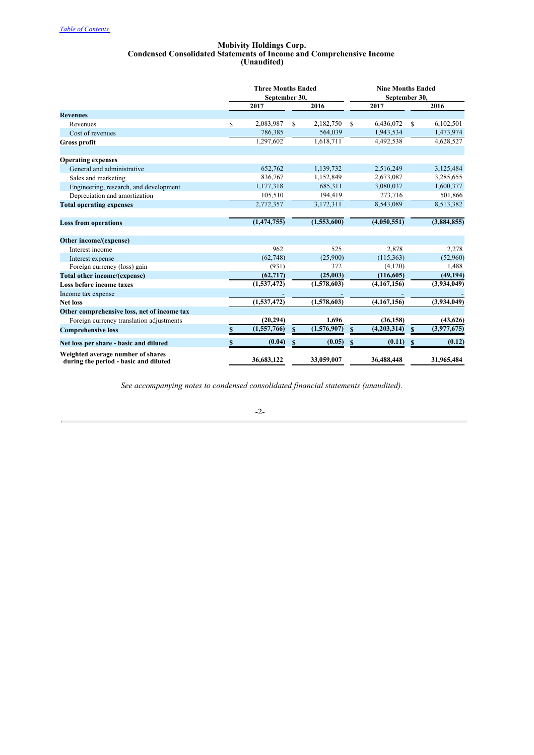Table of Contents

# Mobivity Holdings Corp.
## Condensed Consolidated Statements of Income and Comprehensive Income
### (Unaudited)

| | Three Months Ended September 30, | | Nine Months Ended September 30, | |
|---|---|---|---|---|
| | 2017 | 2016 | 2017 | 2016 |
| **Revenues** | | | | |
| Revenues | $ 2,083,987 | $ 2,182,750 | $ 6,436,072 | $ 6,102,501 |
| Cost of revenues | 786,385 | 564,039 | 1,943,534 | 1,473,974 |
| **Gross profit** | 1,297,602 | 1,618,711 | 4,492,538 | 4,628,527 |
| | | | | |
| **Operating expenses** | | | | |
| General and administrative | 652,762 | 1,139,732 | 2,516,249 | 3,125,484 |
| Sales and marketing | 836,767 | 1,152,849 | 2,673,087 | 3,285,655 |
| Engineering, research, and development | 1,177,318 | 685,311 | 3,080,037 | 1,600,377 |
| Depreciation and amortization | 105,510 | 194,419 | 273,716 | 501,866 |
| **Total operating expenses** | 2,772,357 | 3,172,311 | 8,543,089 | 8,513,382 |
| | | | | |
| **Loss from operations** | **(1,474,755)** | **(1,553,600)** | **(4,050,551)** | **(3,884,855)** |
| | | | | |
| **Other income/(expense)** | | | | |
| Interest income | 962 | 525 | 2,878 | 2,278 |
| Interest expense | (62,748) | (25,900) | (115,363) | (52,960) |
| Foreign currency (loss) gain | (931) | 372 | (4,120) | 1,488 |
| **Total other income/(expense)** | **(62,717)** | **(25,003)** | **(116,605)** | **(49,194)** |
| **Loss before income taxes** | **(1,537,472)** | **(1,578,603)** | **(4,167,156)** | **(3,934,049)** |
| Income tax expense | - | - | - | - |
| **Net loss** | **(1,537,472)** | **(1,578,603)** | **(4,167,156)** | **(3,934,049)** |
| **Other comprehensive loss, net of income tax** | | | | |
| Foreign currency translation adjustments | **(20,294)** | **1,696** | **(36,158)** | **(43,626)** |
| **Comprehensive loss** | **$ (1,557,766)** | **$ (1,576,907)** | **$ (4,203,314)** | **$ (3,977,675)** |
| | | | | |
| **Net loss per share - basic and diluted** | **$ (0.04)** | **$ (0.05)** | **$ (0.11)** | **$ (0.12)** |
| | | | | |
| **Weighted average number of shares during the period - basic and diluted** | **36,683,122** | **33,059,007** | **36,488,448** | **31,965,484** |

*See accompanying notes to condensed consolidated financial statements (unaudited).*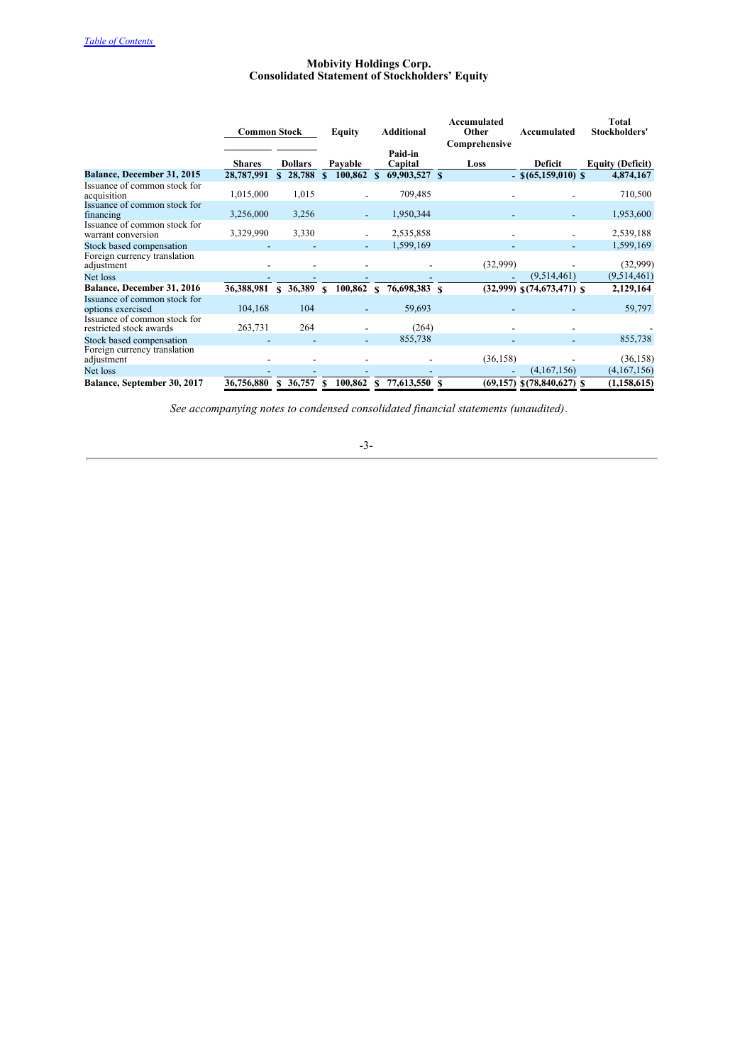[Table of Contents](#)

# Mobivity Holdings Corp.
## Consolidated Statement of Stockholders' Equity

| | Common Stock | | Equity | Additional | Accumulated Other Comprehensive | Accumulated | Total Stockholders' |
|---|---|---|---|---|---|---|---|
| | Shares | Dollars | Payable | Paid-in Capital | Loss | Deficit | Equity (Deficit) |
| **Balance, December 31, 2015** | **28,787,991** | **$ 28,788** | **$ 100,862** | **$ 69,903,527** | **$ -** | **$(65,159,010)** | **$ 4,874,167** |
| Issuance of common stock for acquisition | 1,015,000 | 1,015 | - | 709,485 | - | - | 710,500 |
| Issuance of common stock for financing | 3,256,000 | 3,256 | - | 1,950,344 | - | - | 1,953,600 |
| Issuance of common stock for warrant conversion | 3,329,990 | 3,330 | - | 2,535,858 | - | - | 2,539,188 |
| Stock based compensation | - | - | - | 1,599,169 | - | - | 1,599,169 |
| Foreign currency translation adjustment | - | - | - | - | (32,999) | - | (32,999) |
| Net loss | - | - | - | - | - | (9,514,461) | (9,514,461) |
| **Balance, December 31, 2016** | **36,388,981** | **$ 36,389** | **$ 100,862** | **$ 76,698,383** | **$ (32,999)** | **$(74,673,471)** | **$ 2,129,164** |
| Issuance of common stock for options exercised | 104,168 | 104 | - | 59,693 | - | - | 59,797 |
| Issuance of common stock for restricted stock awards | 263,731 | 264 | - | (264) | - | - | - |
| Stock based compensation | - | - | - | 855,738 | - | - | 855,738 |
| Foreign currency translation adjustment | - | - | - | - | (36,158) | - | (36,158) |
| Net loss | - | - | - | - | - | (4,167,156) | (4,167,156) |
| **Balance, September 30, 2017** | **36,756,880** | **$ 36,757** | **$ 100,862** | **$ 77,613,550** | **$ (69,157)** | **$(78,840,627)** | **$ (1,158,615)** |

*See accompanying notes to condensed consolidated financial statements (unaudited).*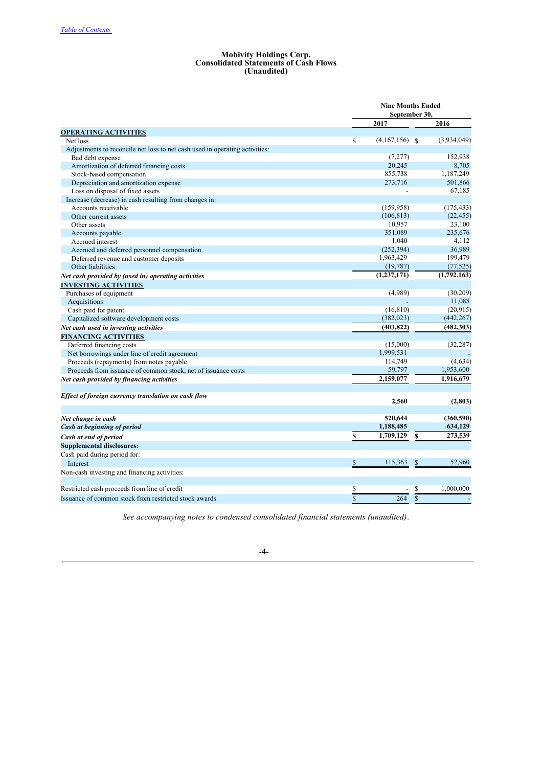# Mobivity Holdings Corp.
# Consolidated Statements of Cash Flows
# (Unaudited)

| | Nine Months Ended September 30, | |
|---|---|---|
| | 2017 | 2016 |
| **OPERATING ACTIVITIES** | | |
| Net loss | $ (4,167,156) | $ (3,934,049) |
| Adjustments to reconcile net loss to net cash used in operating activities: | | |
| Bad debt expense | (7,277) | 152,938 |
| Amortization of deferred financing costs | 20,245 | 8,705 |
| Stock-based compensation | 855,738 | 1,187,249 |
| Depreciation and amortization expense | 273,716 | 501,866 |
| Loss on disposal of fixed assets | - | 67,185 |
| Increase (decrease) in cash resulting from changes in: | | |
| Accounts receivable | (159,958) | (175,433) |
| Other current assets | (106,813) | (22,455) |
| Other assets | 10,957 | 23,100 |
| Accounts payable | 351,089 | 235,676 |
| Accrued interest | 1,040 | 4,112 |
| Accrued and deferred personnel compensation | (252,394) | 36,989 |
| Deferred revenue and customer deposits | 1,963,429 | 199,479 |
| Other liabilities | (19,787) | (77,525) |
| ***Net cash provided by (used in) operating activities*** | **(1,237,171)** | **(1,792,163)** |
| **INVESTING ACTIVITIES** | | |
| Purchases of equipment | (4,989) | (30,209) |
| Acquisitions | - | 11,088 |
| Cash paid for patent | (16,810) | (20,915) |
| Capitalized software development costs | (382,023) | (442,267) |
| ***Net cash used in investing activities*** | **(403,822)** | **(482,303)** |
| **FINANCING ACTIVITIES** | | |
| Deferred financing costs | (15,000) | (32,287) |
| Net borrowings under line of credit agreement | 1,999,531 | - |
| Proceeds (repayments) from notes payable | 114,749 | (4,634) |
| Proceeds from issuance of common stock, net of issuance costs | 59,797 | 1,953,600 |
| ***Net cash provided by financing activities*** | **2,159,077** | **1,916,679** |
| | | |
| ***Effect of foreign currency translation on cash flow*** | **2,560** | **(2,803)** |
| | | |
| ***Net change in cash*** | **520,644** | **(360,590)** |
| ***Cash at beginning of period*** | **1,188,485** | **634,129** |
| ***Cash at end of period*** | **$ 1,709,129** | **$ 273,539** |
| **Supplemental disclosures:** | | |
| Cash paid during period for: | | |
| Interest | $ 115,363 | $ 52,960 |
| Non-cash investing and financing activities: | | |
| | | |
| Restricted cash proceeds from line of credit | $ - | $ 1,000,000 |
| Issuance of common stock from restricted stock awards | $ 264 | $ - |

*See accompanying notes to condensed consolidated financial statements (unaudited).*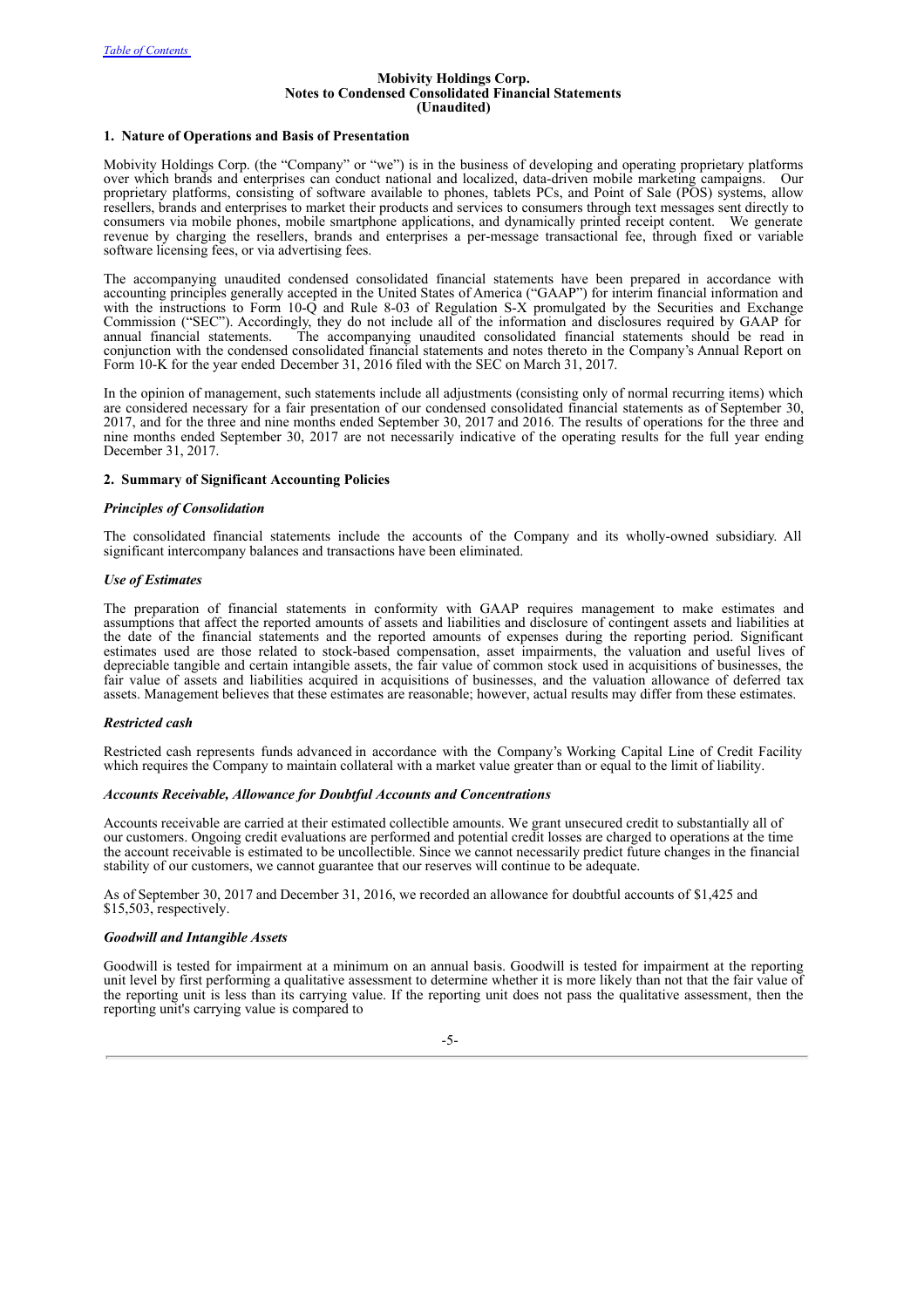**Mobivity Holdings Corp.**
**Notes to Condensed Consolidated Financial Statements**
**(Unaudited)**

### 1. Nature of Operations and Basis of Presentation

Mobivity Holdings Corp. (the "Company" or "we") is in the business of developing and operating proprietary platforms over which brands and enterprises can conduct national and localized, data-driven mobile marketing campaigns. Our proprietary platforms, consisting of software available to phones, tablets PCs, and Point of Sale (POS) systems, allow resellers, brands and enterprises to market their products and services to consumers through text messages sent directly to consumers via mobile phones, mobile smartphone applications, and dynamically printed receipt content. We generate revenue by charging the resellers, brands and enterprises a per-message transactional fee, through fixed or variable software licensing fees, or via advertising fees.

The accompanying unaudited condensed consolidated financial statements have been prepared in accordance with accounting principles generally accepted in the United States of America ("GAAP") for interim financial information and with the instructions to Form 10-Q and Rule 8-03 of Regulation S-X promulgated by the Securities and Exchange Commission ("SEC"). Accordingly, they do not include all of the information and disclosures required by GAAP for annual financial statements. The accompanying unaudited consolidated financial statements should be read in conjunction with the condensed consolidated financial statements and notes thereto in the Company's Annual Report on Form 10-K for the year ended December 31, 2016 filed with the SEC on March 31, 2017.

In the opinion of management, such statements include all adjustments (consisting only of normal recurring items) which are considered necessary for a fair presentation of our condensed consolidated financial statements as of September 30, 2017, and for the three and nine months ended September 30, 2017 and 2016. The results of operations for the three and nine months ended September 30, 2017 are not necessarily indicative of the operating results for the full year ending December 31, 2017.

### 2. Summary of Significant Accounting Policies

***Principles of Consolidation***

The consolidated financial statements include the accounts of the Company and its wholly-owned subsidiary. All significant intercompany balances and transactions have been eliminated.

***Use of Estimates***

The preparation of financial statements in conformity with GAAP requires management to make estimates and assumptions that affect the reported amounts of assets and liabilities and disclosure of contingent assets and liabilities at the date of the financial statements and the reported amounts of expenses during the reporting period. Significant estimates used are those related to stock-based compensation, asset impairments, the valuation and useful lives of depreciable tangible and certain intangible assets, the fair value of common stock used in acquisitions of businesses, the fair value of assets and liabilities acquired in acquisitions of businesses, and the valuation allowance of deferred tax assets. Management believes that these estimates are reasonable; however, actual results may differ from these estimates.

***Restricted cash***

Restricted cash represents funds advanced in accordance with the Company's Working Capital Line of Credit Facility which requires the Company to maintain collateral with a market value greater than or equal to the limit of liability.

***Accounts Receivable, Allowance for Doubtful Accounts and Concentrations***

Accounts receivable are carried at their estimated collectible amounts. We grant unsecured credit to substantially all of our customers. Ongoing credit evaluations are performed and potential credit losses are charged to operations at the time the account receivable is estimated to be uncollectible. Since we cannot necessarily predict future changes in the financial stability of our customers, we cannot guarantee that our reserves will continue to be adequate.

As of September 30, 2017 and December 31, 2016, we recorded an allowance for doubtful accounts of $1,425 and $15,503, respectively.

***Goodwill and Intangible Assets***

Goodwill is tested for impairment at a minimum on an annual basis. Goodwill is tested for impairment at the reporting unit level by first performing a qualitative assessment to determine whether it is more likely than not that the fair value of the reporting unit is less than its carrying value. If the reporting unit does not pass the qualitative assessment, then the reporting unit's carrying value is compared to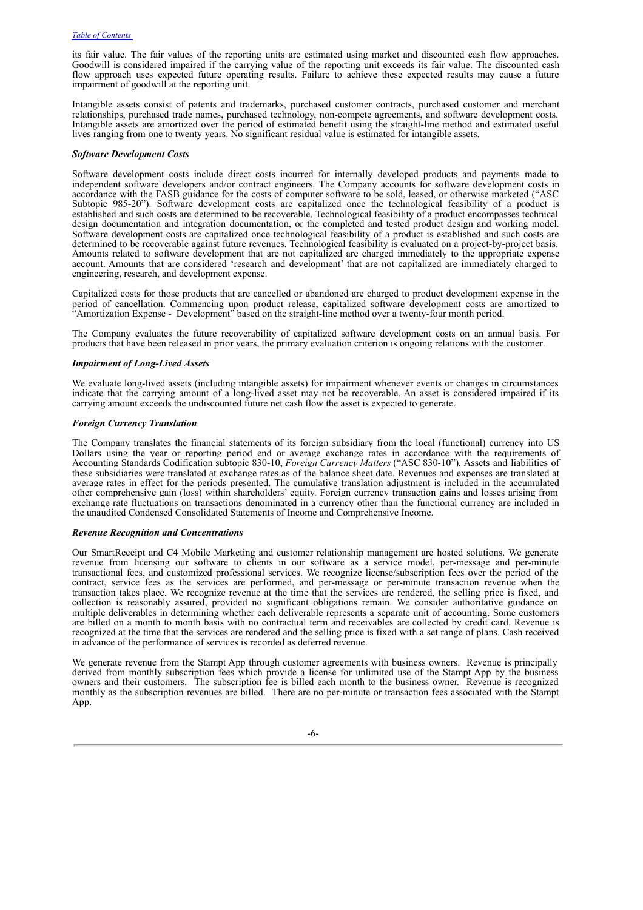its fair value. The fair values of the reporting units are estimated using market and discounted cash flow approaches. Goodwill is considered impaired if the carrying value of the reporting unit exceeds its fair value. The discounted cash flow approach uses expected future operating results. Failure to achieve these expected results may cause a future impairment of goodwill at the reporting unit.

Intangible assets consist of patents and trademarks, purchased customer contracts, purchased customer and merchant relationships, purchased trade names, purchased technology, non-compete agreements, and software development costs. Intangible assets are amortized over the period of estimated benefit using the straight-line method and estimated useful lives ranging from one to twenty years. No significant residual value is estimated for intangible assets.

***Software Development Costs***

Software development costs include direct costs incurred for internally developed products and payments made to independent software developers and/or contract engineers. The Company accounts for software development costs in accordance with the FASB guidance for the costs of computer software to be sold, leased, or otherwise marketed ("ASC Subtopic 985-20"). Software development costs are capitalized once the technological feasibility of a product is established and such costs are determined to be recoverable. Technological feasibility of a product encompasses technical design documentation and integration documentation, or the completed and tested product design and working model. Software development costs are capitalized once technological feasibility of a product is established and such costs are determined to be recoverable against future revenues. Technological feasibility is evaluated on a project-by-project basis. Amounts related to software development that are not capitalized are charged immediately to the appropriate expense account. Amounts that are considered 'research and development' that are not capitalized are immediately charged to engineering, research, and development expense.

Capitalized costs for those products that are cancelled or abandoned are charged to product development expense in the period of cancellation. Commencing upon product release, capitalized software development costs are amortized to "Amortization Expense - Development" based on the straight-line method over a twenty-four month period.

The Company evaluates the future recoverability of capitalized software development costs on an annual basis. For products that have been released in prior years, the primary evaluation criterion is ongoing relations with the customer.

***Impairment of Long-Lived Assets***

We evaluate long-lived assets (including intangible assets) for impairment whenever events or changes in circumstances indicate that the carrying amount of a long-lived asset may not be recoverable. An asset is considered impaired if its carrying amount exceeds the undiscounted future net cash flow the asset is expected to generate.

***Foreign Currency Translation***

The Company translates the financial statements of its foreign subsidiary from the local (functional) currency into US Dollars using the year or reporting period end or average exchange rates in accordance with the requirements of Accounting Standards Codification subtopic 830-10, *Foreign Currency Matters* ("ASC 830-10"). Assets and liabilities of these subsidiaries were translated at exchange rates as of the balance sheet date. Revenues and expenses are translated at average rates in effect for the periods presented. The cumulative translation adjustment is included in the accumulated other comprehensive gain (loss) within shareholders' equity. Foreign currency transaction gains and losses arising from exchange rate fluctuations on transactions denominated in a currency other than the functional currency are included in the unaudited Condensed Consolidated Statements of Income and Comprehensive Income.

***Revenue Recognition and Concentrations***

Our SmartReceipt and C4 Mobile Marketing and customer relationship management are hosted solutions. We generate revenue from licensing our software to clients in our software as a service model, per-message and per-minute transactional fees, and customized professional services. We recognize license/subscription fees over the period of the contract, service fees as the services are performed, and per-message or per-minute transaction revenue when the transaction takes place. We recognize revenue at the time that the services are rendered, the selling price is fixed, and collection is reasonably assured, provided no significant obligations remain. We consider authoritative guidance on multiple deliverables in determining whether each deliverable represents a separate unit of accounting. Some customers are billed on a month to month basis with no contractual term and receivables are collected by credit card. Revenue is recognized at the time that the services are rendered and the selling price is fixed with a set range of plans. Cash received in advance of the performance of services is recorded as deferred revenue.

We generate revenue from the Stampt App through customer agreements with business owners. Revenue is principally derived from monthly subscription fees which provide a license for unlimited use of the Stampt App by the business owners and their customers. The subscription fee is billed each month to the business owner. Revenue is recognized monthly as the subscription revenues are billed. There are no per-minute or transaction fees associated with the Stampt App.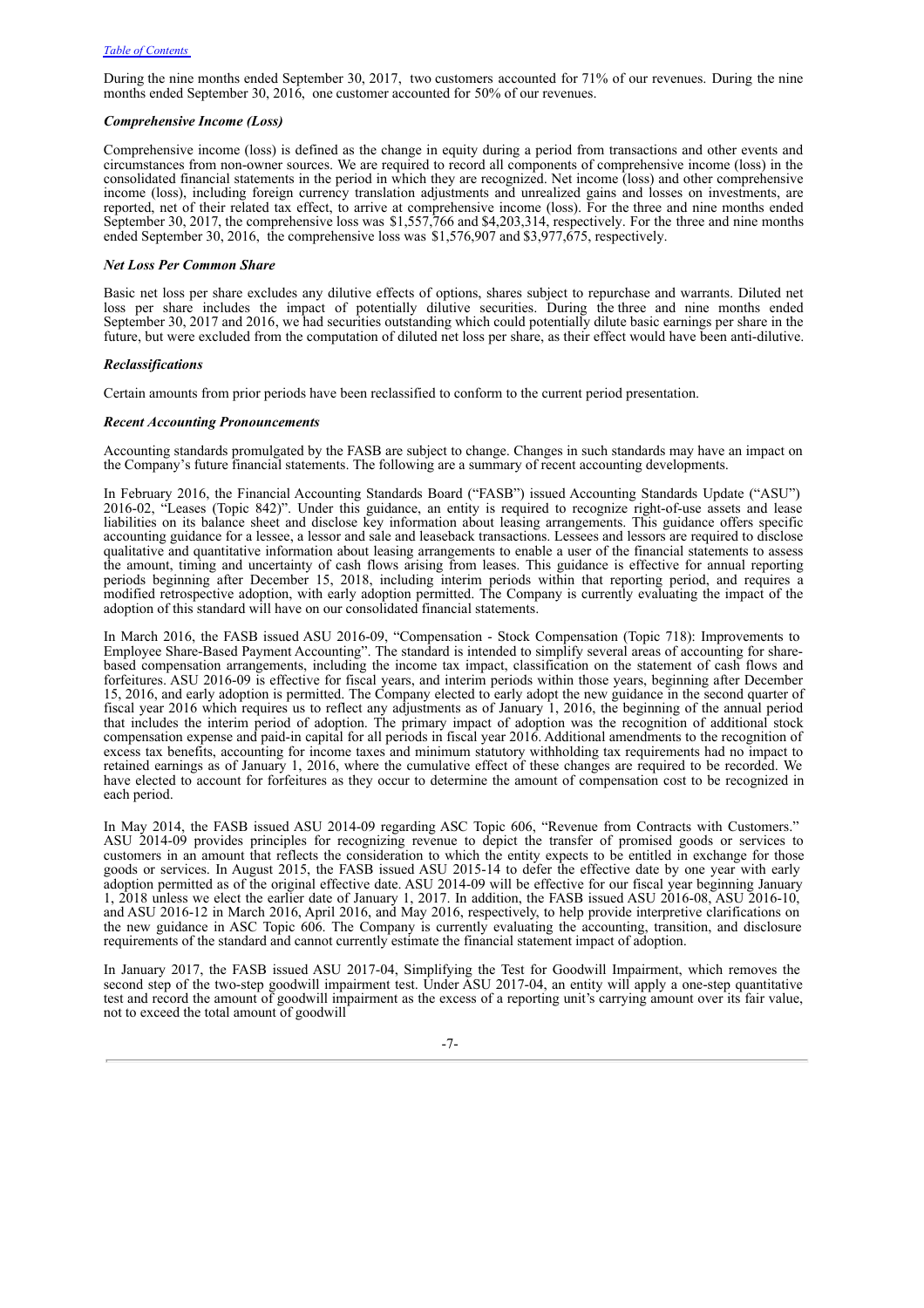During the nine months ended September 30, 2017, two customers accounted for 71% of our revenues. During the nine months ended September 30, 2016, one customer accounted for 50% of our revenues.

***Comprehensive Income (Loss)***

Comprehensive income (loss) is defined as the change in equity during a period from transactions and other events and circumstances from non-owner sources. We are required to record all components of comprehensive income (loss) in the consolidated financial statements in the period in which they are recognized. Net income (loss) and other comprehensive income (loss), including foreign currency translation adjustments and unrealized gains and losses on investments, are reported, net of their related tax effect, to arrive at comprehensive income (loss). For the three and nine months ended September 30, 2017, the comprehensive loss was $1,557,766 and $4,203,314, respectively. For the three and nine months ended September 30, 2016, the comprehensive loss was $1,576,907 and $3,977,675, respectively.

***Net Loss Per Common Share***

Basic net loss per share excludes any dilutive effects of options, shares subject to repurchase and warrants. Diluted net loss per share includes the impact of potentially dilutive securities. During the three and nine months ended September 30, 2017 and 2016, we had securities outstanding which could potentially dilute basic earnings per share in the future, but were excluded from the computation of diluted net loss per share, as their effect would have been anti-dilutive.

***Reclassifications***

Certain amounts from prior periods have been reclassified to conform to the current period presentation.

***Recent Accounting Pronouncements***

Accounting standards promulgated by the FASB are subject to change. Changes in such standards may have an impact on the Company's future financial statements. The following are a summary of recent accounting developments.

In February 2016, the Financial Accounting Standards Board ("FASB") issued Accounting Standards Update ("ASU") 2016-02, "Leases (Topic 842)". Under this guidance, an entity is required to recognize right-of-use assets and lease liabilities on its balance sheet and disclose key information about leasing arrangements. This guidance offers specific accounting guidance for a lessee, a lessor and sale and leaseback transactions. Lessees and lessors are required to disclose qualitative and quantitative information about leasing arrangements to enable a user of the financial statements to assess the amount, timing and uncertainty of cash flows arising from leases. This guidance is effective for annual reporting periods beginning after December 15, 2018, including interim periods within that reporting period, and requires a modified retrospective adoption, with early adoption permitted. The Company is currently evaluating the impact of the adoption of this standard will have on our consolidated financial statements.

In March 2016, the FASB issued ASU 2016-09, "Compensation - Stock Compensation (Topic 718): Improvements to Employee Share-Based Payment Accounting". The standard is intended to simplify several areas of accounting for share-based compensation arrangements, including the income tax impact, classification on the statement of cash flows and forfeitures. ASU 2016-09 is effective for fiscal years, and interim periods within those years, beginning after December 15, 2016, and early adoption is permitted. The Company elected to early adopt the new guidance in the second quarter of fiscal year 2016 which requires us to reflect any adjustments as of January 1, 2016, the beginning of the annual period that includes the interim period of adoption. The primary impact of adoption was the recognition of additional stock compensation expense and paid-in capital for all periods in fiscal year 2016. Additional amendments to the recognition of excess tax benefits, accounting for income taxes and minimum statutory withholding tax requirements had no impact to retained earnings as of January 1, 2016, where the cumulative effect of these changes are required to be recorded. We have elected to account for forfeitures as they occur to determine the amount of compensation cost to be recognized in each period.

In May 2014, the FASB issued ASU 2014-09 regarding ASC Topic 606, "Revenue from Contracts with Customers." ASU 2014-09 provides principles for recognizing revenue to depict the transfer of promised goods or services to customers in an amount that reflects the consideration to which the entity expects to be entitled in exchange for those goods or services. In August 2015, the FASB issued ASU 2015-14 to defer the effective date by one year with early adoption permitted as of the original effective date. ASU 2014-09 will be effective for our fiscal year beginning January 1, 2018 unless we elect the earlier date of January 1, 2017. In addition, the FASB issued ASU 2016-08, ASU 2016-10, and ASU 2016-12 in March 2016, April 2016, and May 2016, respectively, to help provide interpretive clarifications on the new guidance in ASC Topic 606. The Company is currently evaluating the accounting, transition, and disclosure requirements of the standard and cannot currently estimate the financial statement impact of adoption.

In January 2017, the FASB issued ASU 2017-04, Simplifying the Test for Goodwill Impairment, which removes the second step of the two-step goodwill impairment test. Under ASU 2017-04, an entity will apply a one-step quantitative test and record the amount of goodwill impairment as the excess of a reporting unit's carrying amount over its fair value, not to exceed the total amount of goodwill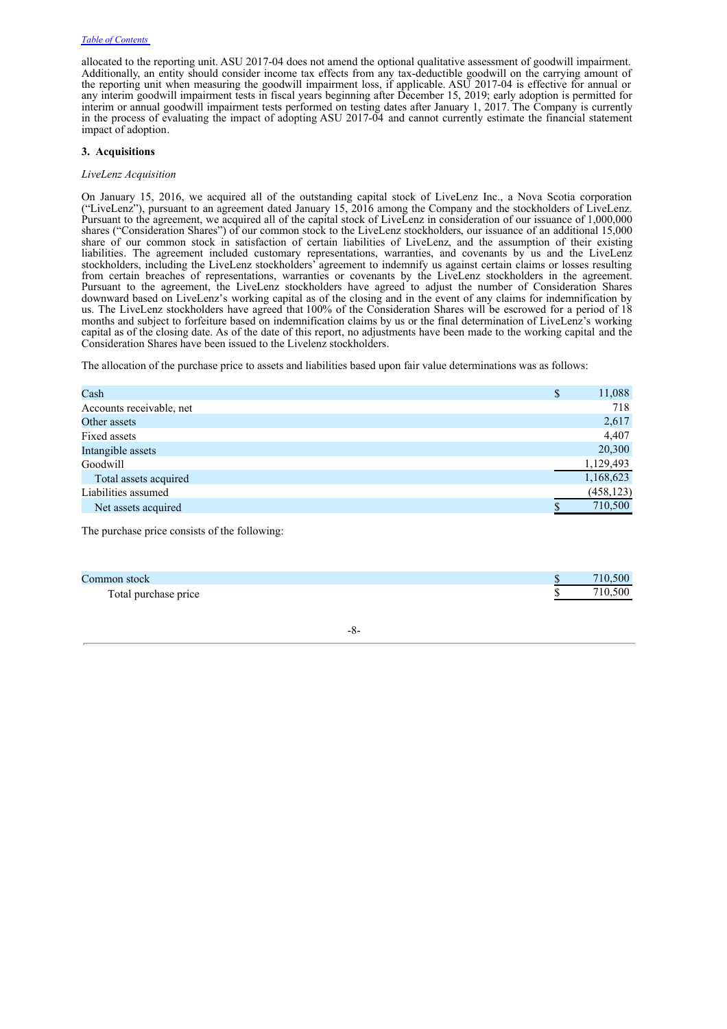allocated to the reporting unit. ASU 2017-04 does not amend the optional qualitative assessment of goodwill impairment. Additionally, an entity should consider income tax effects from any tax-deductible goodwill on the carrying amount of the reporting unit when measuring the goodwill impairment loss, if applicable. ASU 2017-04 is effective for annual or any interim goodwill impairment tests in fiscal years beginning after December 15, 2019; early adoption is permitted for interim or annual goodwill impairment tests performed on testing dates after January 1, 2017. The Company is currently in the process of evaluating the impact of adopting ASU 2017-04 and cannot currently estimate the financial statement impact of adoption.

**3. Acquisitions**

*LiveLenz Acquisition*

On January 15, 2016, we acquired all of the outstanding capital stock of LiveLenz Inc., a Nova Scotia corporation ("LiveLenz"), pursuant to an agreement dated January 15, 2016 among the Company and the stockholders of LiveLenz. Pursuant to the agreement, we acquired all of the capital stock of LiveLenz in consideration of our issuance of 1,000,000 shares ("Consideration Shares") of our common stock to the LiveLenz stockholders, our issuance of an additional 15,000 share of our common stock in satisfaction of certain liabilities of LiveLenz, and the assumption of their existing liabilities. The agreement included customary representations, warranties, and covenants by us and the LiveLenz stockholders, including the LiveLenz stockholders' agreement to indemnify us against certain claims or losses resulting from certain breaches of representations, warranties or covenants by the LiveLenz stockholders in the agreement. Pursuant to the agreement, the LiveLenz stockholders have agreed to adjust the number of Consideration Shares downward based on LiveLenz's working capital as of the closing and in the event of any claims for indemnification by us. The LiveLenz stockholders have agreed that 100% of the Consideration Shares will be escrowed for a period of 18 months and subject to forfeiture based on indemnification claims by us or the final determination of LiveLenz's working capital as of the closing date. As of the date of this report, no adjustments have been made to the working capital and the Consideration Shares have been issued to the Livelenz stockholders.

The allocation of the purchase price to assets and liabilities based upon fair value determinations was as follows:

| | |
|---|---|
| Cash | $ 11,088 |
| Accounts receivable, net | 718 |
| Other assets | 2,617 |
| Fixed assets | 4,407 |
| Intangible assets | 20,300 |
| Goodwill | 1,129,493 |
| Total assets acquired | 1,168,623 |
| Liabilities assumed | (458,123) |
| Net assets acquired | $ 710,500 |

The purchase price consists of the following:

| | |
|---|---|
| Common stock | $ 710,500 |
| Total purchase price | $ 710,500 |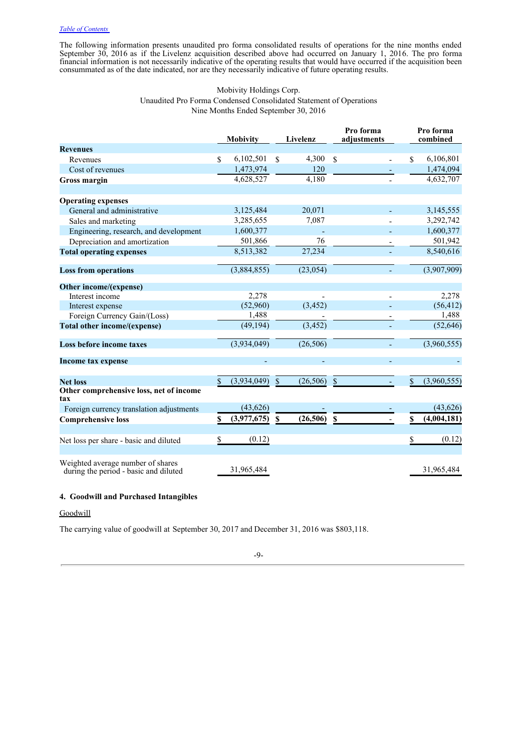The following information presents unaudited pro forma consolidated results of operations for the nine months ended September 30, 2016 as if the Livelenz acquisition described above had occurred on January 1, 2016. The pro forma financial information is not necessarily indicative of the operating results that would have occurred if the acquisition been consummated as of the date indicated, nor are they necessarily indicative of future operating results.

Mobivity Holdings Corp.
Unaudited Pro Forma Condensed Consolidated Statement of Operations
Nine Months Ended September 30, 2016

| | Mobivity | Livelenz | Pro forma adjustments | Pro forma combined |
|---|---|---|---|---|
| **Revenues** | | | | |
| Revenues | $ 6,102,501 | $ 4,300 | $ - | $ 6,106,801 |
| Cost of revenues | 1,473,974 | 120 | - | 1,474,094 |
| **Gross margin** | 4,628,527 | 4,180 | - | 4,632,707 |
| | | | | |
| **Operating expenses** | | | | |
| General and administrative | 3,125,484 | 20,071 | - | 3,145,555 |
| Sales and marketing | 3,285,655 | 7,087 | - | 3,292,742 |
| Engineering, research, and development | 1,600,377 | - | - | 1,600,377 |
| Depreciation and amortization | 501,866 | 76 | - | 501,942 |
| **Total operating expenses** | 8,513,382 | 27,234 | - | 8,540,616 |
| | | | | |
| **Loss from operations** | (3,884,855) | (23,054) | - | (3,907,909) |
| | | | | |
| **Other income/(expense)** | | | | |
| Interest income | 2,278 | - | - | 2,278 |
| Interest expense | (52,960) | (3,452) | - | (56,412) |
| Foreign Currency Gain/(Loss) | 1,488 | - | - | 1,488 |
| **Total other income/(expense)** | (49,194) | (3,452) | - | (52,646) |
| | | | | |
| **Loss before income taxes** | (3,934,049) | (26,506) | - | (3,960,555) |
| | | | | |
| **Income tax expense** | - | - | - | - |
| | | | | |
| **Net loss** | $ (3,934,049) | $ (26,506) | $ - | $ (3,960,555) |
| **Other comprehensive loss, net of income tax** | | | | |
| Foreign currency translation adjustments | (43,626) | - | - | (43,626) |
| **Comprehensive loss** | **$ (3,977,675)** | **$ (26,506)** | **$ -** | **$ (4,004,181)** |
| | | | | |
| Net loss per share - basic and diluted | $ (0.12) | | | $ (0.12) |
| | | | | |
| Weighted average number of shares during the period - basic and diluted | 31,965,484 | | | 31,965,484 |

### 4. Goodwill and Purchased Intangibles

Goodwill

The carrying value of goodwill at September 30, 2017 and December 31, 2016 was $803,118.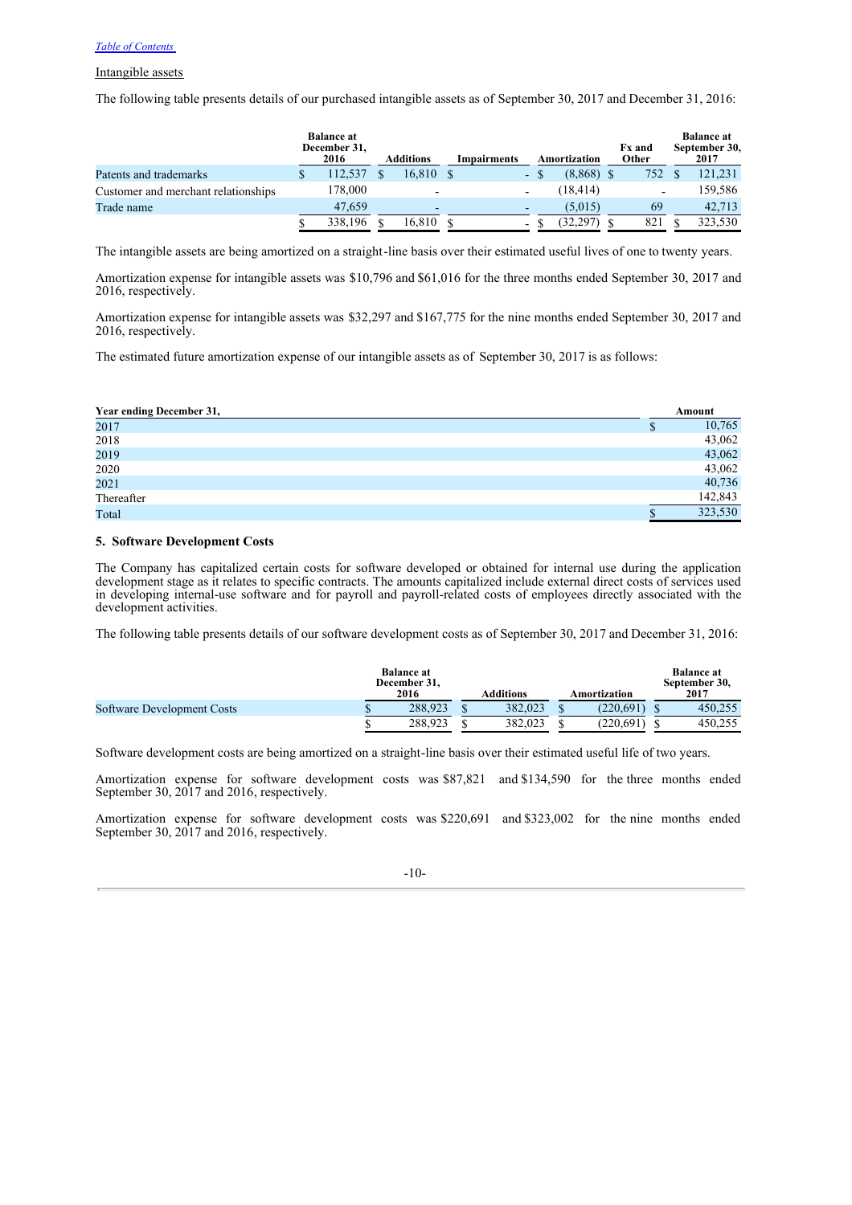Intangible assets

The following table presents details of our purchased intangible assets as of September 30, 2017 and December 31, 2016:

| | Balance at December 31, 2016 | Additions | Impairments | Amortization | Fx and Other | Balance at September 30, 2017 |
|---|---|---|---|---|---|---|
| Patents and trademarks | $ 112,537 | $ 16,810 | $ - | $ (8,868) | $ 752 | $ 121,231 |
| Customer and merchant relationships | 178,000 | - | - | (18,414) | - | 159,586 |
| Trade name | 47,659 | - | - | (5,015) | 69 | 42,713 |
| | $ 338,196 | $ 16,810 | $ - | $ (32,297) | $ 821 | $ 323,530 |

The intangible assets are being amortized on a straight-line basis over their estimated useful lives of one to twenty years.

Amortization expense for intangible assets was $10,796 and $61,016 for the three months ended September 30, 2017 and 2016, respectively.

Amortization expense for intangible assets was $32,297 and $167,775 for the nine months ended September 30, 2017 and 2016, respectively.

The estimated future amortization expense of our intangible assets as of September 30, 2017 is as follows:

| Year ending December 31, | Amount |
|---|---|
| 2017 | $ 10,765 |
| 2018 | 43,062 |
| 2019 | 43,062 |
| 2020 | 43,062 |
| 2021 | 40,736 |
| Thereafter | 142,843 |
| Total | $ 323,530 |

## 5. Software Development Costs

The Company has capitalized certain costs for software developed or obtained for internal use during the application development stage as it relates to specific contracts. The amounts capitalized include external direct costs of services used in developing internal-use software and for payroll and payroll-related costs of employees directly associated with the development activities.

The following table presents details of our software development costs as of September 30, 2017 and December 31, 2016:

| | Balance at December 31, 2016 | Additions | Amortization | Balance at September 30, 2017 |
|---|---|---|---|---|
| Software Development Costs | $ 288,923 | $ 382,023 | $ (220,691) | $ 450,255 |
| | $ 288,923 | $ 382,023 | $ (220,691) | $ 450,255 |

Software development costs are being amortized on a straight-line basis over their estimated useful life of two years.

Amortization expense for software development costs was $87,821 and $134,590 for the three months ended September 30, 2017 and 2016, respectively.

Amortization expense for software development costs was $220,691 and $323,002 for the nine months ended September 30, 2017 and 2016, respectively.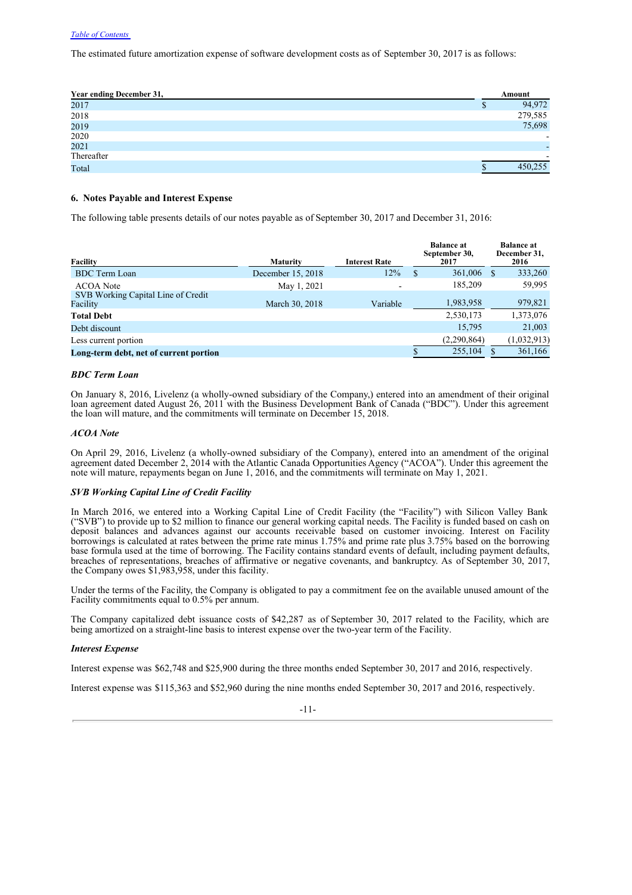The estimated future amortization expense of software development costs as of September 30, 2017 is as follows:

| Year ending December 31, | Amount |
|---|---|
| 2017 | $ 94,972 |
| 2018 | 279,585 |
| 2019 | 75,698 |
| 2020 | - |
| 2021 | - |
| Thereafter | - |
| Total | $ 450,255 |

## 6. Notes Payable and Interest Expense

The following table presents details of our notes payable as of September 30, 2017 and December 31, 2016:

| Facility | Maturity | Interest Rate | Balance at September 30, 2017 | Balance at December 31, 2016 |
|---|---|---|---|---|
| BDC Term Loan | December 15, 2018 | 12% | $ 361,006 | $ 333,260 |
| ACOA Note | May 1, 2021 | - | 185,209 | 59,995 |
| SVB Working Capital Line of Credit Facility | March 30, 2018 | Variable | 1,983,958 | 979,821 |
| **Total Debt** | | | 2,530,173 | 1,373,076 |
| Debt discount | | | 15,795 | 21,003 |
| Less current portion | | | (2,290,864) | (1,032,913) |
| **Long-term debt, net of current portion** | | | $ 255,104 | $ 361,166 |

### *BDC Term Loan*

On January 8, 2016, Livelenz (a wholly-owned subsidiary of the Company,) entered into an amendment of their original loan agreement dated August 26, 2011 with the Business Development Bank of Canada ("BDC"). Under this agreement the loan will mature, and the commitments will terminate on December 15, 2018.

### *ACOA Note*

On April 29, 2016, Livelenz (a wholly-owned subsidiary of the Company), entered into an amendment of the original agreement dated December 2, 2014 with the Atlantic Canada Opportunities Agency ("ACOA"). Under this agreement the note will mature, repayments began on June 1, 2016, and the commitments will terminate on May 1, 2021.

### *SVB Working Capital Line of Credit Facility*

In March 2016, we entered into a Working Capital Line of Credit Facility (the "Facility") with Silicon Valley Bank ("SVB") to provide up to $2 million to finance our general working capital needs. The Facility is funded based on cash on deposit balances and advances against our accounts receivable based on customer invoicing. Interest on Facility borrowings is calculated at rates between the prime rate minus 1.75% and prime rate plus 3.75% based on the borrowing base formula used at the time of borrowing. The Facility contains standard events of default, including payment defaults, breaches of representations, breaches of affirmative or negative covenants, and bankruptcy. As of September 30, 2017, the Company owes $1,983,958, under this facility.

Under the terms of the Facility, the Company is obligated to pay a commitment fee on the available unused amount of the Facility commitments equal to 0.5% per annum.

The Company capitalized debt issuance costs of $42,287 as of September 30, 2017 related to the Facility, which are being amortized on a straight-line basis to interest expense over the two-year term of the Facility.

### *Interest Expense*

Interest expense was $62,748 and $25,900 during the three months ended September 30, 2017 and 2016, respectively.

Interest expense was $115,363 and $52,960 during the nine months ended September 30, 2017 and 2016, respectively.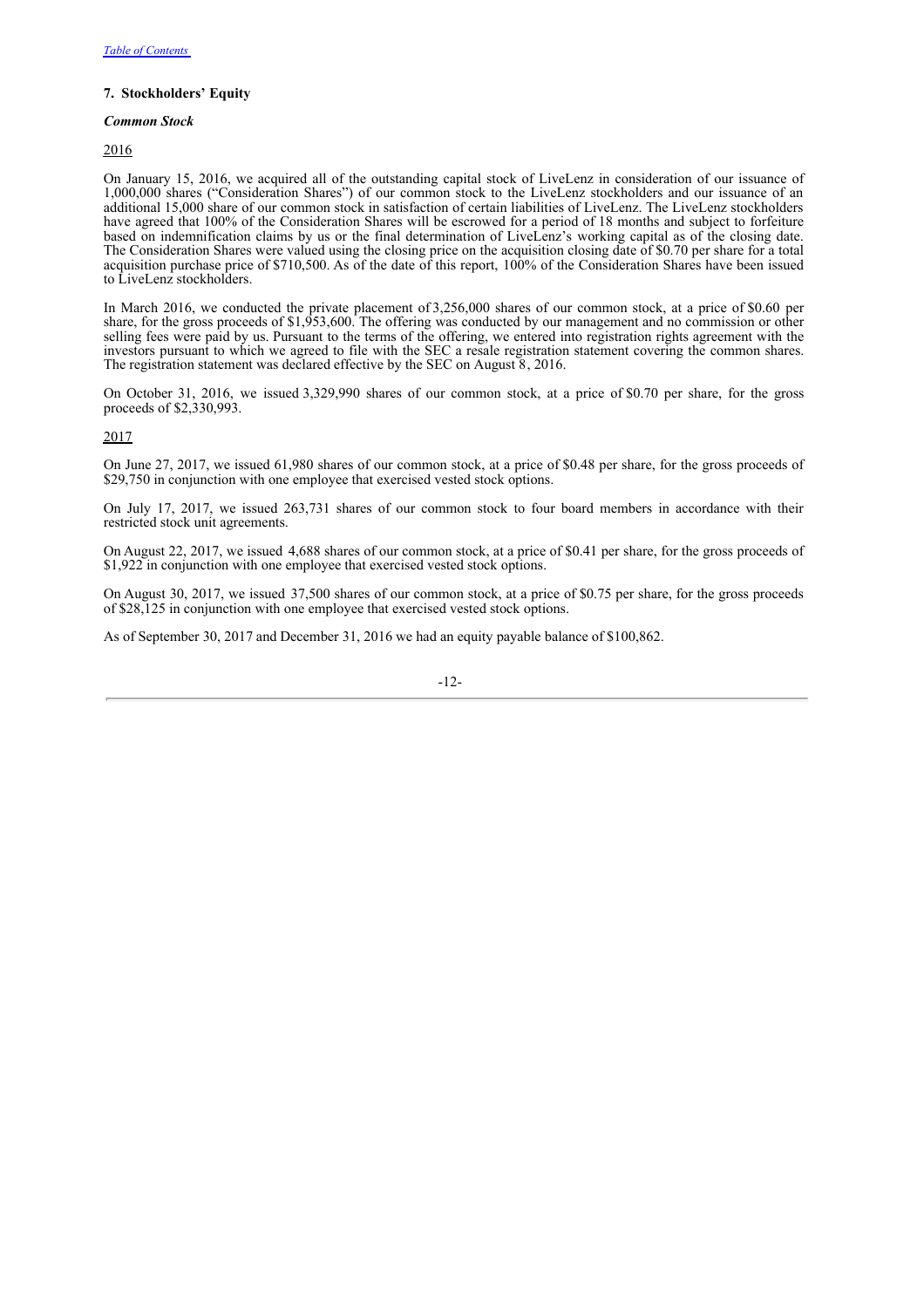### 7. Stockholders' Equity

***Common Stock***

2016

On January 15, 2016, we acquired all of the outstanding capital stock of LiveLenz in consideration of our issuance of 1,000,000 shares ("Consideration Shares") of our common stock to the LiveLenz stockholders and our issuance of an additional 15,000 share of our common stock in satisfaction of certain liabilities of LiveLenz. The LiveLenz stockholders have agreed that 100% of the Consideration Shares will be escrowed for a period of 18 months and subject to forfeiture based on indemnification claims by us or the final determination of LiveLenz's working capital as of the closing date. The Consideration Shares were valued using the closing price on the acquisition closing date of $0.70 per share for a total acquisition purchase price of $710,500. As of the date of this report, 100% of the Consideration Shares have been issued to LiveLenz stockholders.

In March 2016, we conducted the private placement of 3,256,000 shares of our common stock, at a price of $0.60 per share, for the gross proceeds of $1,953,600. The offering was conducted by our management and no commission or other selling fees were paid by us. Pursuant to the terms of the offering, we entered into registration rights agreement with the investors pursuant to which we agreed to file with the SEC a resale registration statement covering the common shares. The registration statement was declared effective by the SEC on August 8, 2016.

On October 31, 2016, we issued 3,329,990 shares of our common stock, at a price of $0.70 per share, for the gross proceeds of $2,330,993.

2017

On June 27, 2017, we issued 61,980 shares of our common stock, at a price of $0.48 per share, for the gross proceeds of $29,750 in conjunction with one employee that exercised vested stock options.

On July 17, 2017, we issued 263,731 shares of our common stock to four board members in accordance with their restricted stock unit agreements.

On August 22, 2017, we issued 4,688 shares of our common stock, at a price of $0.41 per share, for the gross proceeds of $1,922 in conjunction with one employee that exercised vested stock options.

On August 30, 2017, we issued 37,500 shares of our common stock, at a price of $0.75 per share, for the gross proceeds of $28,125 in conjunction with one employee that exercised vested stock options.

As of September 30, 2017 and December 31, 2016 we had an equity payable balance of $100,862.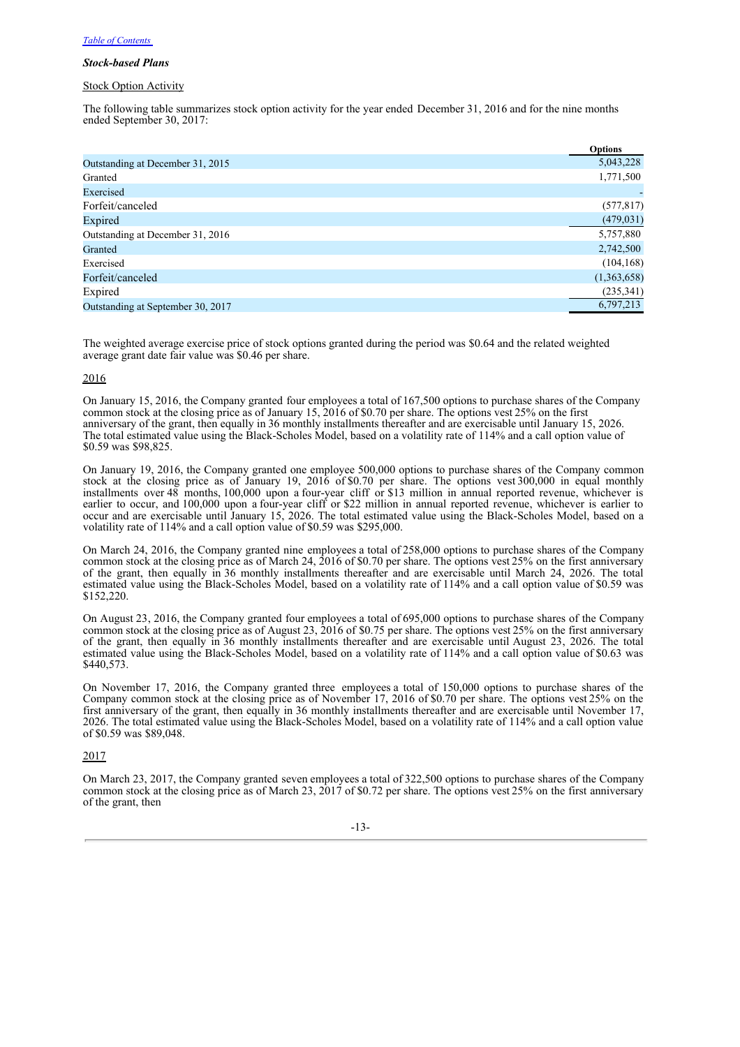[Table of Contents](#)

***Stock-based Plans***

Stock Option Activity

The following table summarizes stock option activity for the year ended December 31, 2016 and for the nine months ended September 30, 2017:

| | Options |
|---|---|
| Outstanding at December 31, 2015 | 5,043,228 |
| Granted | 1,771,500 |
| Exercised | - |
| Forfeit/canceled | (577,817) |
| Expired | (479,031) |
| Outstanding at December 31, 2016 | 5,757,880 |
| Granted | 2,742,500 |
| Exercised | (104,168) |
| Forfeit/canceled | (1,363,658) |
| Expired | (235,341) |
| Outstanding at September 30, 2017 | 6,797,213 |

The weighted average exercise price of stock options granted during the period was \$0.64 and the related weighted average grant date fair value was \$0.46 per share.

2016

On January 15, 2016, the Company granted four employees a total of 167,500 options to purchase shares of the Company common stock at the closing price as of January 15, 2016 of \$0.70 per share. The options vest 25% on the first anniversary of the grant, then equally in 36 monthly installments thereafter and are exercisable until January 15, 2026. The total estimated value using the Black-Scholes Model, based on a volatility rate of 114% and a call option value of \$0.59 was \$98,825.

On January 19, 2016, the Company granted one employee 500,000 options to purchase shares of the Company common stock at the closing price as of January 19, 2016 of \$0.70 per share. The options vest 300,000 in equal monthly installments over 48 months, 100,000 upon a four-year cliff or \$13 million in annual reported revenue, whichever is earlier to occur, and 100,000 upon a four-year cliff or \$22 million in annual reported revenue, whichever is earlier to occur and are exercisable until January 15, 2026. The total estimated value using the Black-Scholes Model, based on a volatility rate of 114% and a call option value of \$0.59 was \$295,000.

On March 24, 2016, the Company granted nine employees a total of 258,000 options to purchase shares of the Company common stock at the closing price as of March 24, 2016 of \$0.70 per share. The options vest 25% on the first anniversary of the grant, then equally in 36 monthly installments thereafter and are exercisable until March 24, 2026. The total estimated value using the Black-Scholes Model, based on a volatility rate of 114% and a call option value of \$0.59 was \$152,220.

On August 23, 2016, the Company granted four employees a total of 695,000 options to purchase shares of the Company common stock at the closing price as of August 23, 2016 of \$0.75 per share. The options vest 25% on the first anniversary of the grant, then equally in 36 monthly installments thereafter and are exercisable until August 23, 2026. The total estimated value using the Black-Scholes Model, based on a volatility rate of 114% and a call option value of \$0.63 was \$440,573.

On November 17, 2016, the Company granted three employees a total of 150,000 options to purchase shares of the Company common stock at the closing price as of November 17, 2016 of \$0.70 per share. The options vest 25% on the first anniversary of the grant, then equally in 36 monthly installments thereafter and are exercisable until November 17, 2026. The total estimated value using the Black-Scholes Model, based on a volatility rate of 114% and a call option value of \$0.59 was \$89,048.

2017

On March 23, 2017, the Company granted seven employees a total of 322,500 options to purchase shares of the Company common stock at the closing price as of March 23, 2017 of \$0.72 per share. The options vest 25% on the first anniversary of the grant, then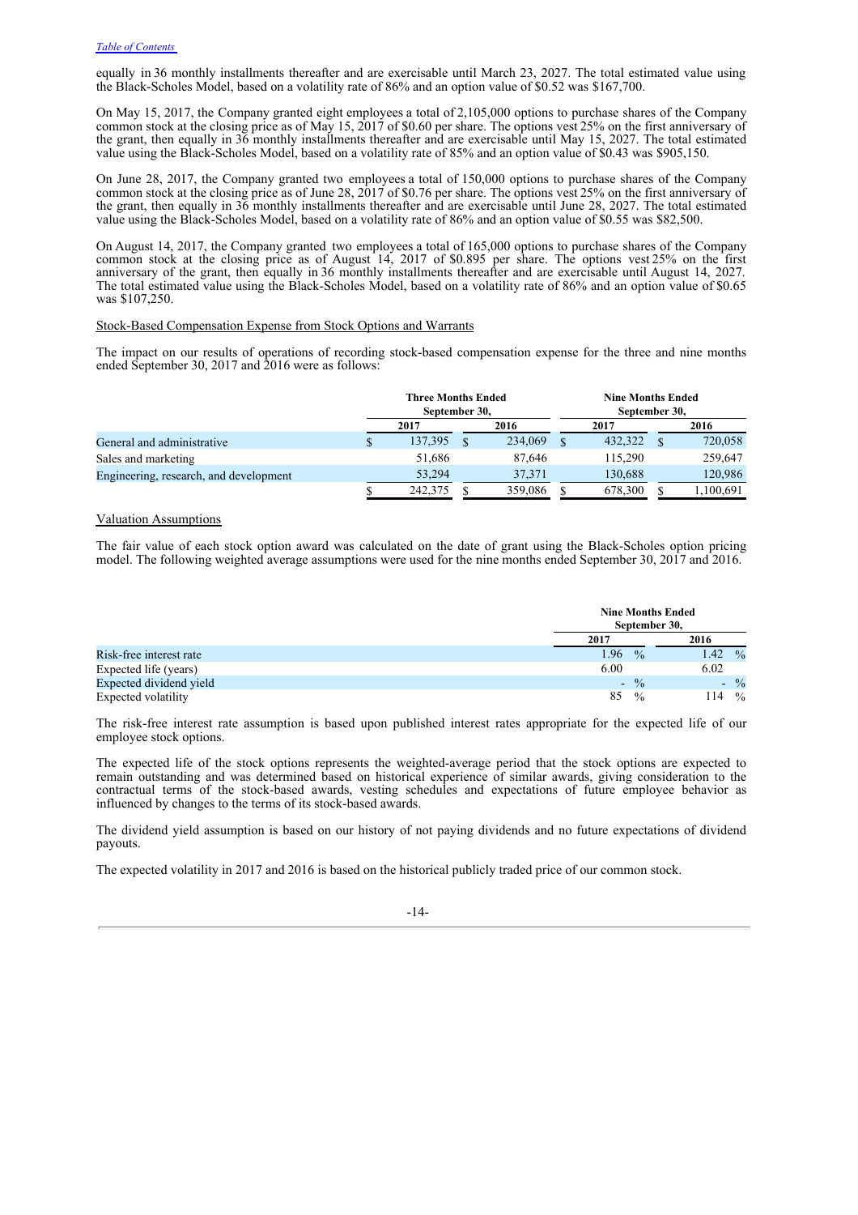equally in 36 monthly installments thereafter and are exercisable until March 23, 2027. The total estimated value using the Black-Scholes Model, based on a volatility rate of 86% and an option value of $0.52 was $167,700.

On May 15, 2017, the Company granted eight employees a total of 2,105,000 options to purchase shares of the Company common stock at the closing price as of May 15, 2017 of $0.60 per share. The options vest 25% on the first anniversary of the grant, then equally in 36 monthly installments thereafter and are exercisable until May 15, 2027. The total estimated value using the Black-Scholes Model, based on a volatility rate of 85% and an option value of $0.43 was $905,150.

On June 28, 2017, the Company granted two employees a total of 150,000 options to purchase shares of the Company common stock at the closing price as of June 28, 2017 of $0.76 per share. The options vest 25% on the first anniversary of the grant, then equally in 36 monthly installments thereafter and are exercisable until June 28, 2027. The total estimated value using the Black-Scholes Model, based on a volatility rate of 86% and an option value of $0.55 was $82,500.

On August 14, 2017, the Company granted two employees a total of 165,000 options to purchase shares of the Company common stock at the closing price as of August 14, 2017 of $0.895 per share. The options vest 25% on the first anniversary of the grant, then equally in 36 monthly installments thereafter and are exercisable until August 14, 2027. The total estimated value using the Black-Scholes Model, based on a volatility rate of 86% and an option value of $0.65 was $107,250.

Stock-Based Compensation Expense from Stock Options and Warrants

The impact on our results of operations of recording stock-based compensation expense for the three and nine months ended September 30, 2017 and 2016 were as follows:

| | Three Months Ended September 30, | | Nine Months Ended September 30, | |
|---|---|---|---|---|
| | 2017 | 2016 | 2017 | 2016 |
| General and administrative | $ 137,395 | $ 234,069 | $ 432,322 | $ 720,058 |
| Sales and marketing | 51,686 | 87,646 | 115,290 | 259,647 |
| Engineering, research, and development | 53,294 | 37,371 | 130,688 | 120,986 |
| | $ 242,375 | $ 359,086 | $ 678,300 | $ 1,100,691 |

Valuation Assumptions

The fair value of each stock option award was calculated on the date of grant using the Black-Scholes option pricing model. The following weighted average assumptions were used for the nine months ended September 30, 2017 and 2016.

| | Nine Months Ended September 30, | |
|---|---|---|
| | 2017 | 2016 |
| Risk-free interest rate | 1.96 % | 1.42 % |
| Expected life (years) | 6.00 | 6.02 |
| Expected dividend yield | - % | - % |
| Expected volatility | 85 % | 114 % |

The risk-free interest rate assumption is based upon published interest rates appropriate for the expected life of our employee stock options.

The expected life of the stock options represents the weighted-average period that the stock options are expected to remain outstanding and was determined based on historical experience of similar awards, giving consideration to the contractual terms of the stock-based awards, vesting schedules and expectations of future employee behavior as influenced by changes to the terms of its stock-based awards.

The dividend yield assumption is based on our history of not paying dividends and no future expectations of dividend payouts.

The expected volatility in 2017 and 2016 is based on the historical publicly traded price of our common stock.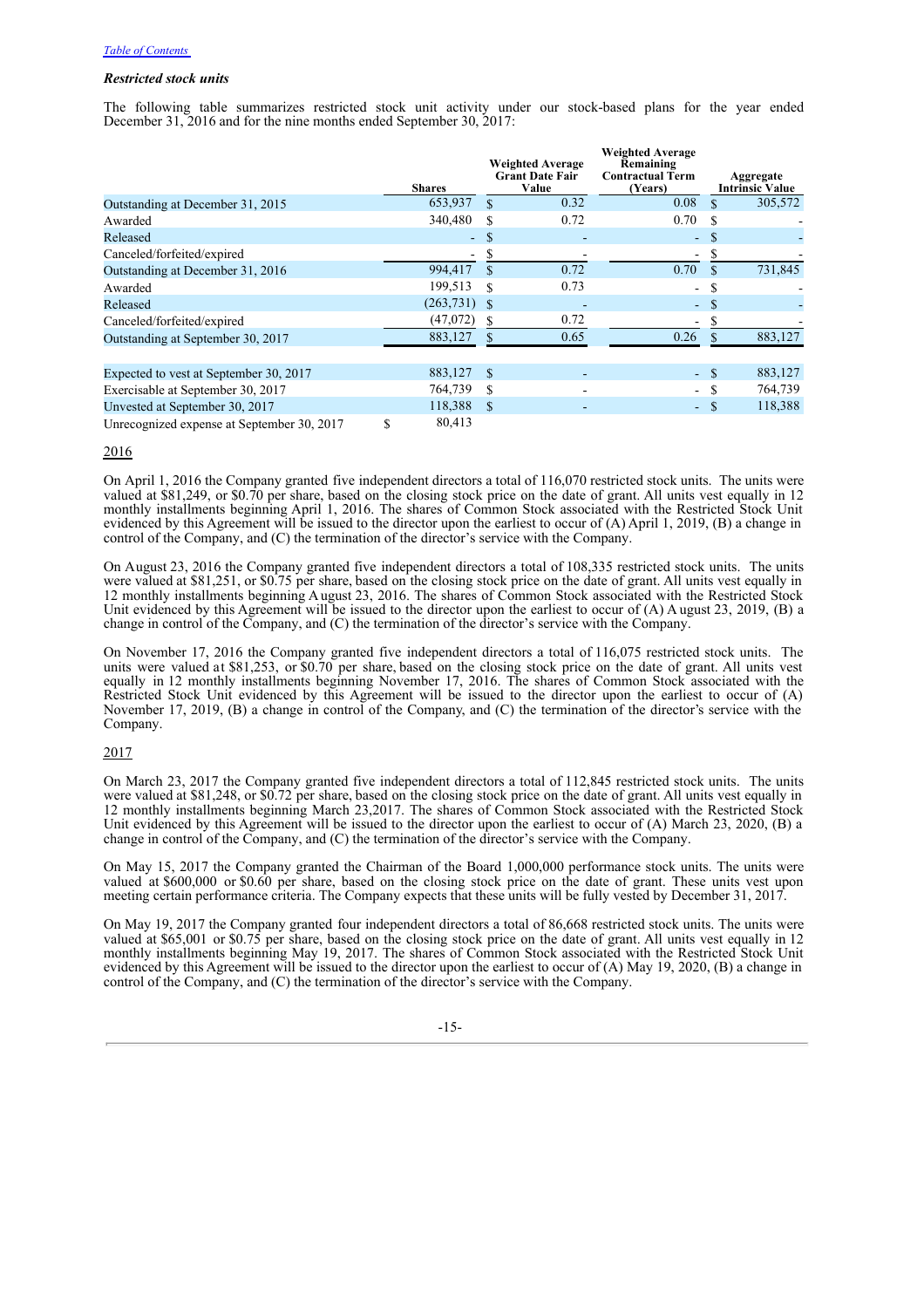*Table of Contents*

***Restricted stock units***

The following table summarizes restricted stock unit activity under our stock-based plans for the year ended December 31, 2016 and for the nine months ended September 30, 2017:

| | Shares | Weighted Average Grant Date Fair Value | Weighted Average Remaining Contractual Term (Years) | Aggregate Intrinsic Value |
|---|---|---|---|---|
| Outstanding at December 31, 2015 | 653,937 | $ 0.32 | 0.08 | $ 305,572 |
| Awarded | 340,480 | $ 0.72 | 0.70 | $ - |
| Released | - | $ - | - | $ - |
| Canceled/forfeited/expired | - | $ - | - | $ - |
| Outstanding at December 31, 2016 | 994,417 | $ 0.72 | 0.70 | $ 731,845 |
| Awarded | 199,513 | $ 0.73 | - | $ - |
| Released | (263,731) | $ - | - | $ - |
| Canceled/forfeited/expired | (47,072) | $ 0.72 | - | $ - |
| Outstanding at September 30, 2017 | 883,127 | $ 0.65 | 0.26 | $ 883,127 |
| | | | | |
| Expected to vest at September 30, 2017 | 883,127 | $ - | - | $ 883,127 |
| Exercisable at September 30, 2017 | 764,739 | $ - | - | $ 764,739 |
| Unvested at September 30, 2017 | 118,388 | $ - | - | $ 118,388 |
| Unrecognized expense at September 30, 2017 | $ 80,413 | | | |

2016

On April 1, 2016 the Company granted five independent directors a total of 116,070 restricted stock units. The units were valued at $81,249, or $0.70 per share, based on the closing stock price on the date of grant. All units vest equally in 12 monthly installments beginning April 1, 2016. The shares of Common Stock associated with the Restricted Stock Unit evidenced by this Agreement will be issued to the director upon the earliest to occur of (A) April 1, 2019, (B) a change in control of the Company, and (C) the termination of the director's service with the Company.

On August 23, 2016 the Company granted five independent directors a total of 108,335 restricted stock units. The units were valued at $81,251, or $0.75 per share, based on the closing stock price on the date of grant. All units vest equally in 12 monthly installments beginning August 23, 2016. The shares of Common Stock associated with the Restricted Stock Unit evidenced by this Agreement will be issued to the director upon the earliest to occur of (A) August 23, 2019, (B) a change in control of the Company, and (C) the termination of the director's service with the Company.

On November 17, 2016 the Company granted five independent directors a total of 116,075 restricted stock units. The units were valued at $81,253, or $0.70 per share, based on the closing stock price on the date of grant. All units vest equally in 12 monthly installments beginning November 17, 2016. The shares of Common Stock associated with the Restricted Stock Unit evidenced by this Agreement will be issued to the director upon the earliest to occur of (A) November 17, 2019, (B) a change in control of the Company, and (C) the termination of the director's service with the Company.

2017

On March 23, 2017 the Company granted five independent directors a total of 112,845 restricted stock units. The units were valued at $81,248, or $0.72 per share, based on the closing stock price on the date of grant. All units vest equally in 12 monthly installments beginning March 23,2017. The shares of Common Stock associated with the Restricted Stock Unit evidenced by this Agreement will be issued to the director upon the earliest to occur of (A) March 23, 2020, (B) a change in control of the Company, and (C) the termination of the director's service with the Company.

On May 15, 2017 the Company granted the Chairman of the Board 1,000,000 performance stock units. The units were valued at $600,000 or $0.60 per share, based on the closing stock price on the date of grant. These units vest upon meeting certain performance criteria. The Company expects that these units will be fully vested by December 31, 2017.

On May 19, 2017 the Company granted four independent directors a total of 86,668 restricted stock units. The units were valued at $65,001 or $0.75 per share, based on the closing stock price on the date of grant. All units vest equally in 12 monthly installments beginning May 19, 2017. The shares of Common Stock associated with the Restricted Stock Unit evidenced by this Agreement will be issued to the director upon the earliest to occur of (A) May 19, 2020, (B) a change in control of the Company, and (C) the termination of the director's service with the Company.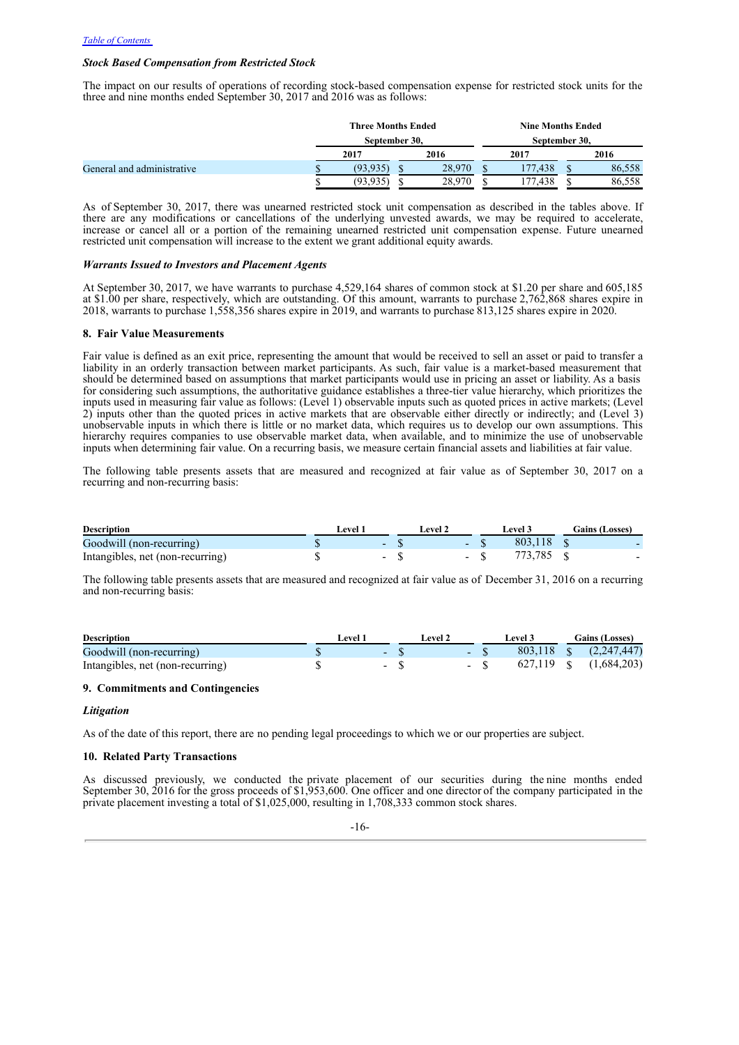*Table of Contents*

***Stock Based Compensation from Restricted Stock***

The impact on our results of operations of recording stock-based compensation expense for restricted stock units for the three and nine months ended September 30, 2017 and 2016 was as follows:

| | Three Months Ended September 30, | | Nine Months Ended September 30, | |
|---|---|---|---|---|
| | 2017 | 2016 | 2017 | 2016 |
| General and administrative | $ (93,935) | $ 28,970 | $ 177,438 | $ 86,558 |
| | $ (93,935) | $ 28,970 | $ 177,438 | $ 86,558 |

As of September 30, 2017, there was unearned restricted stock unit compensation as described in the tables above. If there are any modifications or cancellations of the underlying unvested awards, we may be required to accelerate, increase or cancel all or a portion of the remaining unearned restricted unit compensation expense. Future unearned restricted unit compensation will increase to the extent we grant additional equity awards.

***Warrants Issued to Investors and Placement Agents***

At September 30, 2017, we have warrants to purchase 4,529,164 shares of common stock at $1.20 per share and 605,185 at $1.00 per share, respectively, which are outstanding. Of this amount, warrants to purchase 2,762,868 shares expire in 2018, warrants to purchase 1,558,356 shares expire in 2019, and warrants to purchase 813,125 shares expire in 2020.

### 8. Fair Value Measurements

Fair value is defined as an exit price, representing the amount that would be received to sell an asset or paid to transfer a liability in an orderly transaction between market participants. As such, fair value is a market-based measurement that should be determined based on assumptions that market participants would use in pricing an asset or liability. As a basis for considering such assumptions, the authoritative guidance establishes a three-tier value hierarchy, which prioritizes the inputs used in measuring fair value as follows: (Level 1) observable inputs such as quoted prices in active markets; (Level 2) inputs other than the quoted prices in active markets that are observable either directly or indirectly; and (Level 3) unobservable inputs in which there is little or no market data, which requires us to develop our own assumptions. This hierarchy requires companies to use observable market data, when available, and to minimize the use of unobservable inputs when determining fair value. On a recurring basis, we measure certain financial assets and liabilities at fair value.

The following table presents assets that are measured and recognized at fair value as of September 30, 2017 on a recurring and non-recurring basis:

| Description | Level 1 | Level 2 | Level 3 | Gains (Losses) |
|---|---|---|---|---|
| Goodwill (non-recurring) | $ - | $ - | $ 803,118 | $ - |
| Intangibles, net (non-recurring) | $ - | $ - | $ 773,785 | $ - |

The following table presents assets that are measured and recognized at fair value as of December 31, 2016 on a recurring and non-recurring basis:

| Description | Level 1 | Level 2 | Level 3 | Gains (Losses) |
|---|---|---|---|---|
| Goodwill (non-recurring) | $ - | $ - | $ 803,118 | $ (2,247,447) |
| Intangibles, net (non-recurring) | $ - | $ - | $ 627,119 | $ (1,684,203) |

### 9. Commitments and Contingencies

***Litigation***

As of the date of this report, there are no pending legal proceedings to which we or our properties are subject.

### 10. Related Party Transactions

As discussed previously, we conducted the private placement of our securities during the nine months ended September 30, 2016 for the gross proceeds of $1,953,600. One officer and one director of the company participated in the private placement investing a total of $1,025,000, resulting in 1,708,333 common stock shares.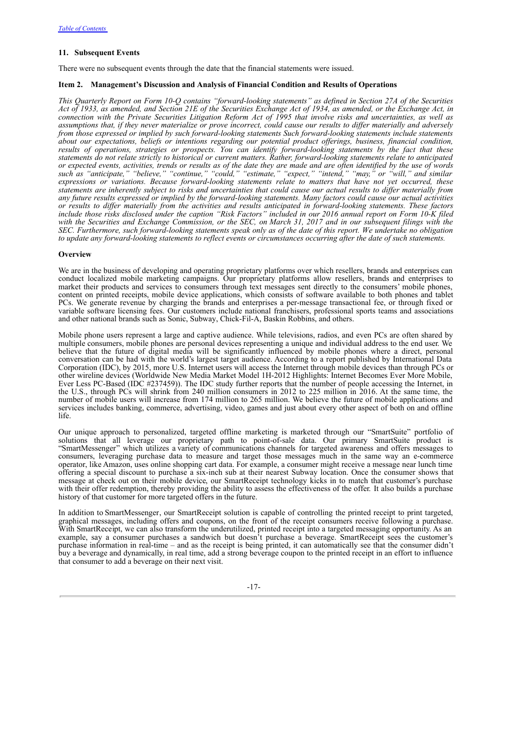### 11. Subsequent Events

There were no subsequent events through the date that the financial statements were issued.

## Item 2. Management's Discussion and Analysis of Financial Condition and Results of Operations

*This Quarterly Report on Form 10-Q contains "forward-looking statements" as defined in Section 27A of the Securities Act of 1933, as amended, and Section 21E of the Securities Exchange Act of 1934, as amended, or the Exchange Act, in connection with the Private Securities Litigation Reform Act of 1995 that involve risks and uncertainties, as well as assumptions that, if they never materialize or prove incorrect, could cause our results to differ materially and adversely from those expressed or implied by such forward-looking statements Such forward-looking statements include statements about our expectations, beliefs or intentions regarding our potential product offerings, business, financial condition, results of operations, strategies or prospects. You can identify forward-looking statements by the fact that these statements do not relate strictly to historical or current matters. Rather, forward-looking statements relate to anticipated or expected events, activities, trends or results as of the date they are made and are often identified by the use of words such as "anticipate," "believe," "continue," "could," "estimate," "expect," "intend," "may," or "will," and similar expressions or variations. Because forward-looking statements relate to matters that have not yet occurred, these statements are inherently subject to risks and uncertainties that could cause our actual results to differ materially from any future results expressed or implied by the forward-looking statements. Many factors could cause our actual activities or results to differ materially from the activities and results anticipated in forward-looking statements. These factors include those risks disclosed under the caption "Risk Factors" included in our 2016 annual report on Form 10-K filed with the Securities and Exchange Commission, or the SEC, on March 31, 2017 and in our subsequent filings with the SEC. Furthermore, such forward-looking statements speak only as of the date of this report. We undertake no obligation to update any forward-looking statements to reflect events or circumstances occurring after the date of such statements.*

### Overview

We are in the business of developing and operating proprietary platforms over which resellers, brands and enterprises can conduct localized mobile marketing campaigns. Our proprietary platforms allow resellers, brands and enterprises to market their products and services to consumers through text messages sent directly to the consumers' mobile phones, content on printed receipts, mobile device applications, which consists of software available to both phones and tablet PCs. We generate revenue by charging the brands and enterprises a per-message transactional fee, or through fixed or variable software licensing fees. Our customers include national franchisers, professional sports teams and associations and other national brands such as Sonic, Subway, Chick-Fil-A, Baskin Robbins, and others.

Mobile phone users represent a large and captive audience. While televisions, radios, and even PCs are often shared by multiple consumers, mobile phones are personal devices representing a unique and individual address to the end user. We believe that the future of digital media will be significantly influenced by mobile phones where a direct, personal conversation can be had with the world's largest target audience. According to a report published by International Data Corporation (IDC), by 2015, more U.S. Internet users will access the Internet through mobile devices than through PCs or other wireline devices (Worldwide New Media Market Model 1H-2012 Highlights: Internet Becomes Ever More Mobile, Ever Less PC-Based (IDC #237459)). The IDC study further reports that the number of people accessing the Internet, in the U.S., through PCs will shrink from 240 million consumers in 2012 to 225 million in 2016. At the same time, the number of mobile users will increase from 174 million to 265 million. We believe the future of mobile applications and services includes banking, commerce, advertising, video, games and just about every other aspect of both on and offline life.

Our unique approach to personalized, targeted offline marketing is marketed through our "SmartSuite" portfolio of solutions that all leverage our proprietary path to point-of-sale data. Our primary SmartSuite product is "SmartMessenger" which utilizes a variety of communications channels for targeted awareness and offers messages to consumers, leveraging purchase data to measure and target those messages much in the same way an e-commerce operator, like Amazon, uses online shopping cart data. For example, a consumer might receive a message near lunch time offering a special discount to purchase a six-inch sub at their nearest Subway location. Once the consumer shows that message at check out on their mobile device, our SmartReceipt technology kicks in to match that customer's purchase with their offer redemption, thereby providing the ability to assess the effectiveness of the offer. It also builds a purchase history of that customer for more targeted offers in the future.

In addition to SmartMessenger, our SmartReceipt solution is capable of controlling the printed receipt to print targeted, graphical messages, including offers and coupons, on the front of the receipt consumers receive following a purchase. With SmartReceipt, we can also transform the underutilized, printed receipt into a targeted messaging opportunity. As an example, say a consumer purchases a sandwich but doesn't purchase a beverage. SmartReceipt sees the customer's purchase information in real-time – and as the receipt is being printed, it can automatically see that the consumer didn't buy a beverage and dynamically, in real time, add a strong beverage coupon to the printed receipt in an effort to influence that consumer to add a beverage on their next visit.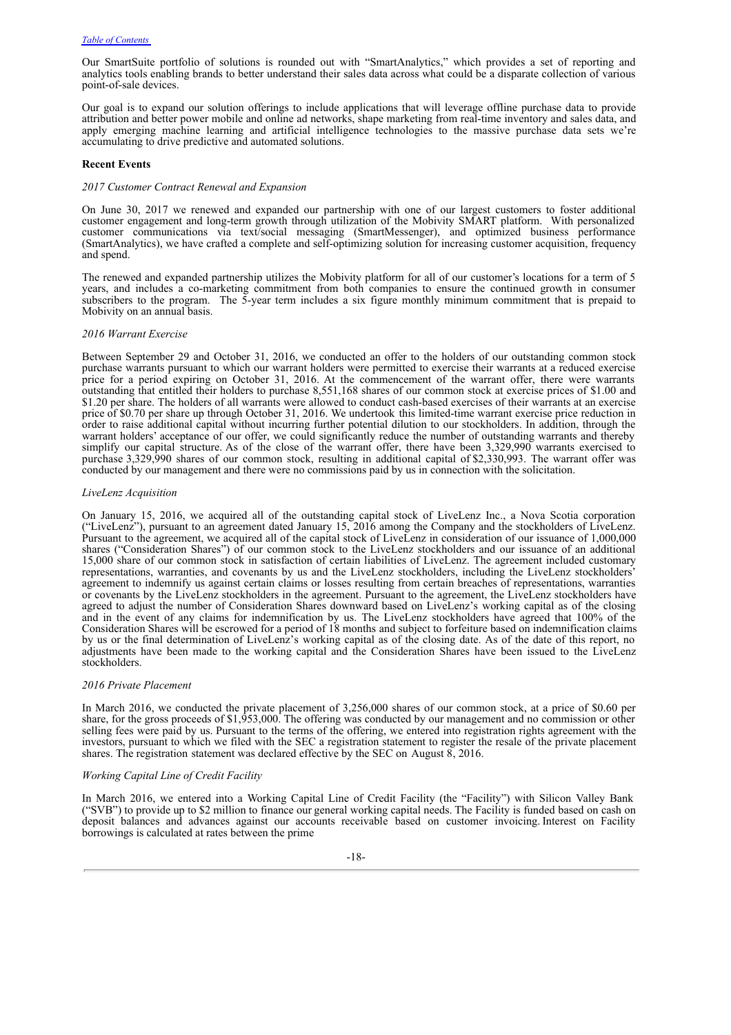Our SmartSuite portfolio of solutions is rounded out with "SmartAnalytics," which provides a set of reporting and analytics tools enabling brands to better understand their sales data across what could be a disparate collection of various point-of-sale devices.

Our goal is to expand our solution offerings to include applications that will leverage offline purchase data to provide attribution and better power mobile and online ad networks, shape marketing from real-time inventory and sales data, and apply emerging machine learning and artificial intelligence technologies to the massive purchase data sets we're accumulating to drive predictive and automated solutions.

**Recent Events**

*2017 Customer Contract Renewal and Expansion*

On June 30, 2017 we renewed and expanded our partnership with one of our largest customers to foster additional customer engagement and long-term growth through utilization of the Mobivity SMART platform. With personalized customer communications via text/social messaging (SmartMessenger), and optimized business performance (SmartAnalytics), we have crafted a complete and self-optimizing solution for increasing customer acquisition, frequency and spend.

The renewed and expanded partnership utilizes the Mobivity platform for all of our customer's locations for a term of 5 years, and includes a co-marketing commitment from both companies to ensure the continued growth in consumer subscribers to the program. The 5-year term includes a six figure monthly minimum commitment that is prepaid to Mobivity on an annual basis.

*2016 Warrant Exercise*

Between September 29 and October 31, 2016, we conducted an offer to the holders of our outstanding common stock purchase warrants pursuant to which our warrant holders were permitted to exercise their warrants at a reduced exercise price for a period expiring on October 31, 2016. At the commencement of the warrant offer, there were warrants outstanding that entitled their holders to purchase 8,551,168 shares of our common stock at exercise prices of $1.00 and $1.20 per share. The holders of all warrants were allowed to conduct cash-based exercises of their warrants at an exercise price of $0.70 per share up through October 31, 2016. We undertook this limited-time warrant exercise price reduction in order to raise additional capital without incurring further potential dilution to our stockholders. In addition, through the warrant holders' acceptance of our offer, we could significantly reduce the number of outstanding warrants and thereby simplify our capital structure. As of the close of the warrant offer, there have been 3,329,990 warrants exercised to purchase 3,329,990 shares of our common stock, resulting in additional capital of $2,330,993. The warrant offer was conducted by our management and there were no commissions paid by us in connection with the solicitation.

*LiveLenz Acquisition*

On January 15, 2016, we acquired all of the outstanding capital stock of LiveLenz Inc., a Nova Scotia corporation ("LiveLenz"), pursuant to an agreement dated January 15, 2016 among the Company and the stockholders of LiveLenz. Pursuant to the agreement, we acquired all of the capital stock of LiveLenz in consideration of our issuance of 1,000,000 shares ("Consideration Shares") of our common stock to the LiveLenz stockholders and our issuance of an additional 15,000 share of our common stock in satisfaction of certain liabilities of LiveLenz. The agreement included customary representations, warranties, and covenants by us and the LiveLenz stockholders, including the LiveLenz stockholders' agreement to indemnify us against certain claims or losses resulting from certain breaches of representations, warranties or covenants by the LiveLenz stockholders in the agreement. Pursuant to the agreement, the LiveLenz stockholders have agreed to adjust the number of Consideration Shares downward based on LiveLenz's working capital as of the closing and in the event of any claims for indemnification by us. The LiveLenz stockholders have agreed that 100% of the Consideration Shares will be escrowed for a period of 18 months and subject to forfeiture based on indemnification claims by us or the final determination of LiveLenz's working capital as of the closing date. As of the date of this report, no adjustments have been made to the working capital and the Consideration Shares have been issued to the LiveLenz stockholders.

*2016 Private Placement*

In March 2016, we conducted the private placement of 3,256,000 shares of our common stock, at a price of $0.60 per share, for the gross proceeds of $1,953,000. The offering was conducted by our management and no commission or other selling fees were paid by us. Pursuant to the terms of the offering, we entered into registration rights agreement with the investors, pursuant to which we filed with the SEC a registration statement to register the resale of the private placement shares. The registration statement was declared effective by the SEC on August 8, 2016.

*Working Capital Line of Credit Facility*

In March 2016, we entered into a Working Capital Line of Credit Facility (the "Facility") with Silicon Valley Bank ("SVB") to provide up to $2 million to finance our general working capital needs. The Facility is funded based on cash on deposit balances and advances against our accounts receivable based on customer invoicing. Interest on Facility borrowings is calculated at rates between the prime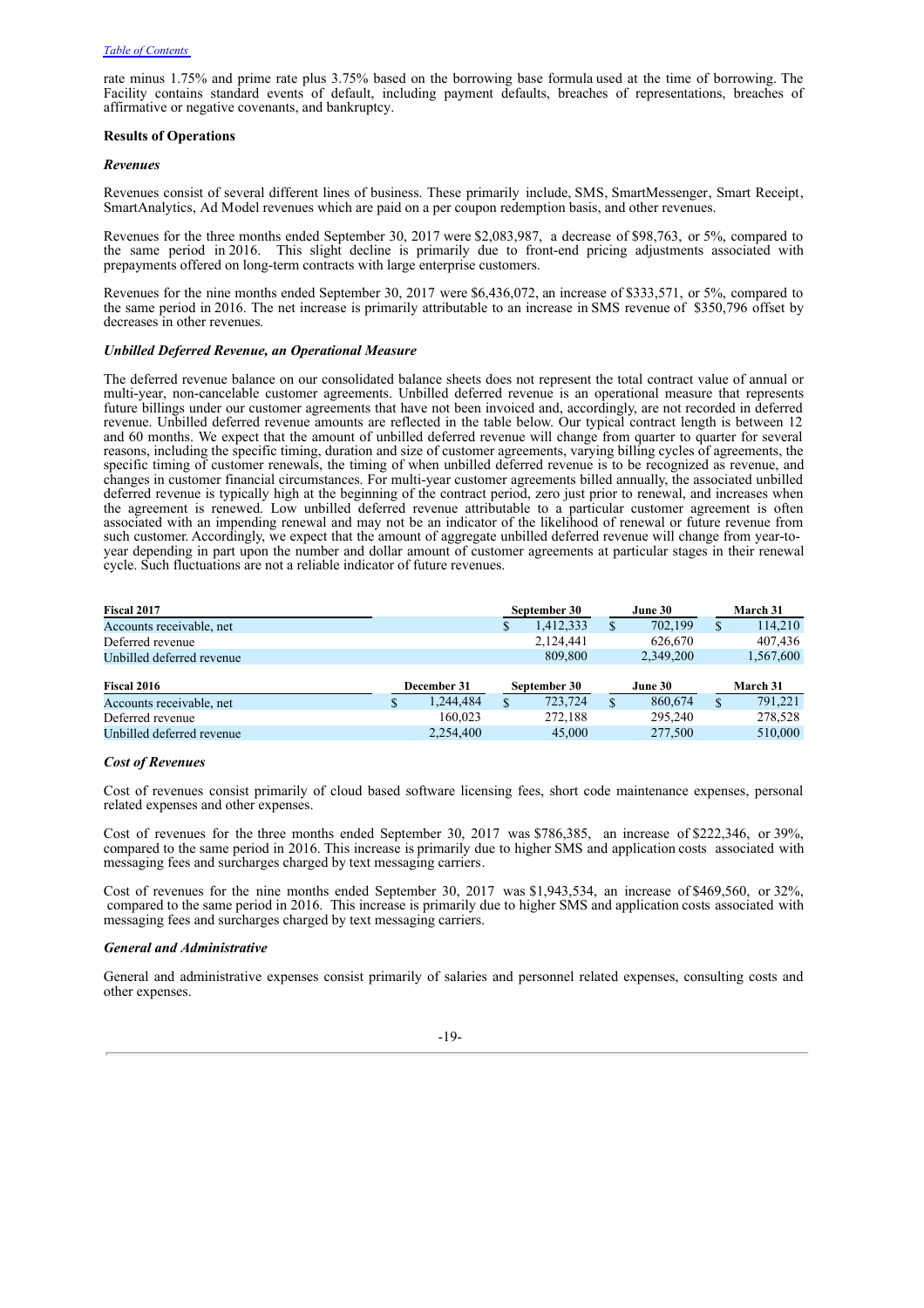rate minus 1.75% and prime rate plus 3.75% based on the borrowing base formula used at the time of borrowing. The Facility contains standard events of default, including payment defaults, breaches of representations, breaches of affirmative or negative covenants, and bankruptcy.

**Results of Operations**

***Revenues***

Revenues consist of several different lines of business. These primarily include, SMS, SmartMessenger, Smart Receipt, SmartAnalytics, Ad Model revenues which are paid on a per coupon redemption basis, and other revenues.

Revenues for the three months ended September 30, 2017 were $2,083,987, a decrease of $98,763, or 5%, compared to the same period in 2016. This slight decline is primarily due to front-end pricing adjustments associated with prepayments offered on long-term contracts with large enterprise customers.

Revenues for the nine months ended September 30, 2017 were $6,436,072, an increase of $333,571, or 5%, compared to the same period in 2016. The net increase is primarily attributable to an increase in SMS revenue of $350,796 offset by decreases in other revenues.

***Unbilled Deferred Revenue, an Operational Measure***

The deferred revenue balance on our consolidated balance sheets does not represent the total contract value of annual or multi-year, non-cancelable customer agreements. Unbilled deferred revenue is an operational measure that represents future billings under our customer agreements that have not been invoiced and, accordingly, are not recorded in deferred revenue. Unbilled deferred revenue amounts are reflected in the table below. Our typical contract length is between 12 and 60 months. We expect that the amount of unbilled deferred revenue will change from quarter to quarter for several reasons, including the specific timing, duration and size of customer agreements, varying billing cycles of agreements, the specific timing of customer renewals, the timing of when unbilled deferred revenue is to be recognized as revenue, and changes in customer financial circumstances. For multi-year customer agreements billed annually, the associated unbilled deferred revenue is typically high at the beginning of the contract period, zero just prior to renewal, and increases when the agreement is renewed. Low unbilled deferred revenue attributable to a particular customer agreement is often associated with an impending renewal and may not be an indicator of the likelihood of renewal or future revenue from such customer. Accordingly, we expect that the amount of aggregate unbilled deferred revenue will change from year-to-year depending in part upon the number and dollar amount of customer agreements at particular stages in their renewal cycle. Such fluctuations are not a reliable indicator of future revenues.

| Fiscal 2017 | | September 30 | June 30 | March 31 |
|---|---|---|---|---|
| Accounts receivable, net | | $ 1,412,333 | $ 702,199 | $ 114,210 |
| Deferred revenue | | 2,124,441 | 626,670 | 407,436 |
| Unbilled deferred revenue | | 809,800 | 2,349,200 | 1,567,600 |

| Fiscal 2016 | December 31 | September 30 | June 30 | March 31 |
|---|---|---|---|---|
| Accounts receivable, net | $ 1,244,484 | $ 723,724 | $ 860,674 | $ 791,221 |
| Deferred revenue | 160,023 | 272,188 | 295,240 | 278,528 |
| Unbilled deferred revenue | 2,254,400 | 45,000 | 277,500 | 510,000 |

***Cost of Revenues***

Cost of revenues consist primarily of cloud based software licensing fees, short code maintenance expenses, personal related expenses and other expenses.

Cost of revenues for the three months ended September 30, 2017 was $786,385, an increase of $222,346, or 39%, compared to the same period in 2016. This increase is primarily due to higher SMS and application costs associated with messaging fees and surcharges charged by text messaging carriers.

Cost of revenues for the nine months ended September 30, 2017 was $1,943,534, an increase of $469,560, or 32%, compared to the same period in 2016. This increase is primarily due to higher SMS and application costs associated with messaging fees and surcharges charged by text messaging carriers.

***General and Administrative***

General and administrative expenses consist primarily of salaries and personnel related expenses, consulting costs and other expenses.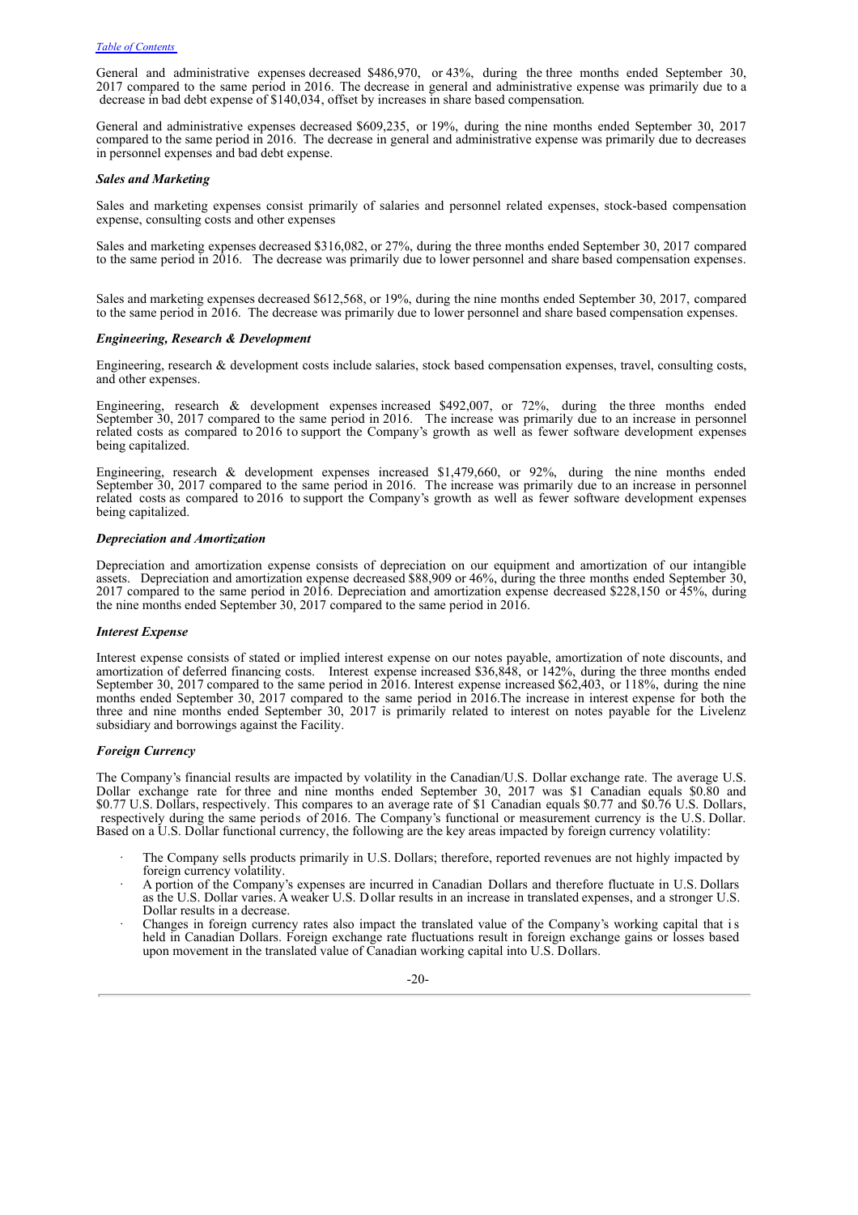General and administrative expenses decreased $486,970, or 43%, during the three months ended September 30, 2017 compared to the same period in 2016. The decrease in general and administrative expense was primarily due to a decrease in bad debt expense of $140,034, offset by increases in share based compensation.

General and administrative expenses decreased $609,235, or 19%, during the nine months ended September 30, 2017 compared to the same period in 2016. The decrease in general and administrative expense was primarily due to decreases in personnel expenses and bad debt expense.

***Sales and Marketing***

Sales and marketing expenses consist primarily of salaries and personnel related expenses, stock-based compensation expense, consulting costs and other expenses

Sales and marketing expenses decreased $316,082, or 27%, during the three months ended September 30, 2017 compared to the same period in 2016. The decrease was primarily due to lower personnel and share based compensation expenses.

Sales and marketing expenses decreased $612,568, or 19%, during the nine months ended September 30, 2017, compared to the same period in 2016. The decrease was primarily due to lower personnel and share based compensation expenses.

***Engineering, Research & Development***

Engineering, research & development costs include salaries, stock based compensation expenses, travel, consulting costs, and other expenses.

Engineering, research & development expenses increased $492,007, or 72%, during the three months ended September 30, 2017 compared to the same period in 2016. The increase was primarily due to an increase in personnel related costs as compared to 2016 to support the Company's growth as well as fewer software development expenses being capitalized.

Engineering, research & development expenses increased $1,479,660, or 92%, during the nine months ended September 30, 2017 compared to the same period in 2016. The increase was primarily due to an increase in personnel related costs as compared to 2016 to support the Company's growth as well as fewer software development expenses being capitalized.

***Depreciation and Amortization***

Depreciation and amortization expense consists of depreciation on our equipment and amortization of our intangible assets. Depreciation and amortization expense decreased $88,909 or 46%, during the three months ended September 30, 2017 compared to the same period in 2016. Depreciation and amortization expense decreased $228,150 or 45%, during the nine months ended September 30, 2017 compared to the same period in 2016.

***Interest Expense***

Interest expense consists of stated or implied interest expense on our notes payable, amortization of note discounts, and amortization of deferred financing costs. Interest expense increased $36,848, or 142%, during the three months ended September 30, 2017 compared to the same period in 2016. Interest expense increased $62,403, or 118%, during the nine months ended September 30, 2017 compared to the same period in 2016.The increase in interest expense for both the three and nine months ended September 30, 2017 is primarily related to interest on notes payable for the Livelenz subsidiary and borrowings against the Facility.

***Foreign Currency***

The Company's financial results are impacted by volatility in the Canadian/U.S. Dollar exchange rate. The average U.S. Dollar exchange rate for three and nine months ended September 30, 2017 was $1 Canadian equals $0.80 and $0.77 U.S. Dollars, respectively. This compares to an average rate of $1 Canadian equals $0.77 and $0.76 U.S. Dollars, respectively during the same periods of 2016. The Company's functional or measurement currency is the U.S. Dollar. Based on a U.S. Dollar functional currency, the following are the key areas impacted by foreign currency volatility:

- The Company sells products primarily in U.S. Dollars; therefore, reported revenues are not highly impacted by foreign currency volatility.
- A portion of the Company's expenses are incurred in Canadian Dollars and therefore fluctuate in U.S. Dollars as the U.S. Dollar varies. A weaker U.S. Dollar results in an increase in translated expenses, and a stronger U.S. Dollar results in a decrease.
- Changes in foreign currency rates also impact the translated value of the Company's working capital that is held in Canadian Dollars. Foreign exchange rate fluctuations result in foreign exchange gains or losses based upon movement in the translated value of Canadian working capital into U.S. Dollars.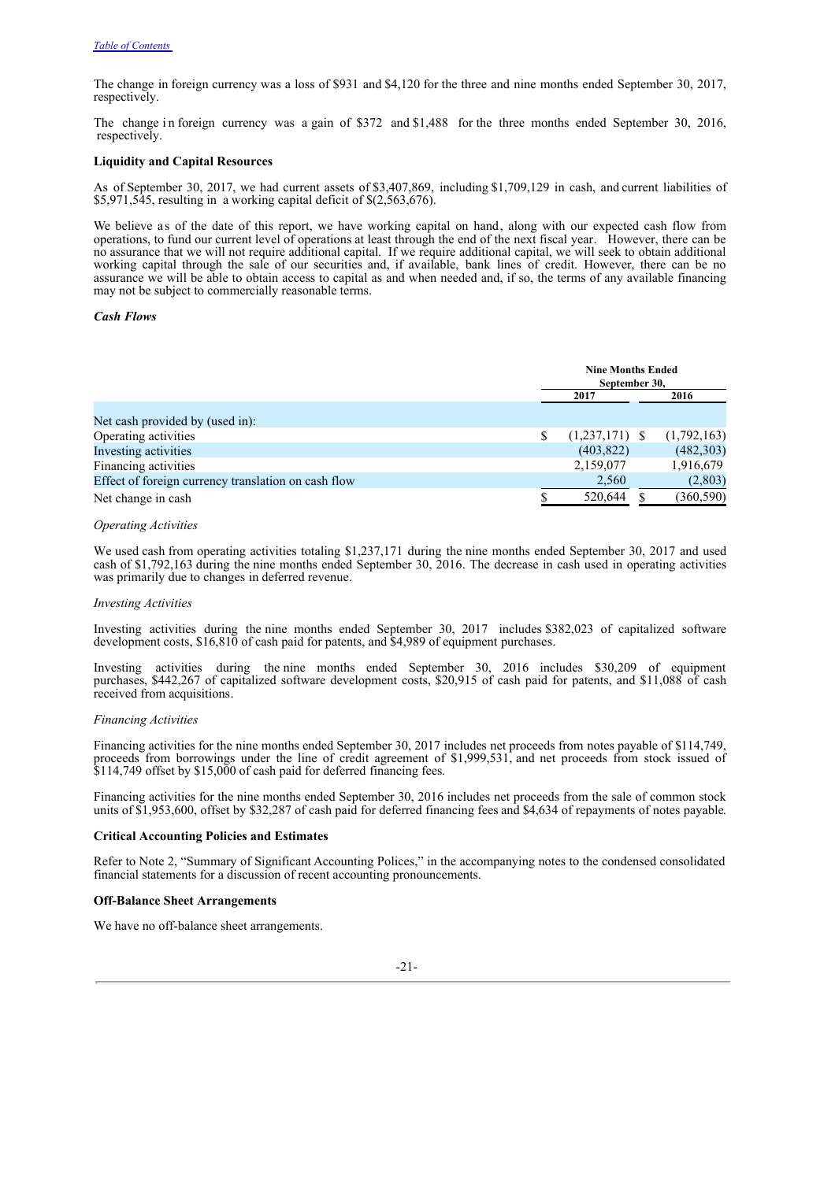The change in foreign currency was a loss of $931 and $4,120 for the three and nine months ended September 30, 2017, respectively.

The change in foreign currency was a gain of $372 and $1,488 for the three months ended September 30, 2016, respectively.

**Liquidity and Capital Resources**

As of September 30, 2017, we had current assets of $3,407,869, including $1,709,129 in cash, and current liabilities of $5,971,545, resulting in a working capital deficit of $(2,563,676).

We believe as of the date of this report, we have working capital on hand, along with our expected cash flow from operations, to fund our current level of operations at least through the end of the next fiscal year. However, there can be no assurance that we will not require additional capital. If we require additional capital, we will seek to obtain additional working capital through the sale of our securities and, if available, bank lines of credit. However, there can be no assurance we will be able to obtain access to capital as and when needed and, if so, the terms of any available financing may not be subject to commercially reasonable terms.

***Cash Flows***

| | Nine Months Ended September 30, | |
|---|---|---|
| | **2017** | **2016** |
| Net cash provided by (used in): | | |
| Operating activities | $ (1,237,171) | $ (1,792,163) |
| Investing activities | (403,822) | (482,303) |
| Financing activities | 2,159,077 | 1,916,679 |
| Effect of foreign currency translation on cash flow | 2,560 | (2,803) |
| Net change in cash | $ 520,644 | $ (360,590) |

*Operating Activities*

We used cash from operating activities totaling $1,237,171 during the nine months ended September 30, 2017 and used cash of $1,792,163 during the nine months ended September 30, 2016. The decrease in cash used in operating activities was primarily due to changes in deferred revenue.

*Investing Activities*

Investing activities during the nine months ended September 30, 2017 includes $382,023 of capitalized software development costs, $16,810 of cash paid for patents, and $4,989 of equipment purchases.

Investing activities during the nine months ended September 30, 2016 includes $30,209 of equipment purchases, $442,267 of capitalized software development costs, $20,915 of cash paid for patents, and $11,088 of cash received from acquisitions.

*Financing Activities*

Financing activities for the nine months ended September 30, 2017 includes net proceeds from notes payable of $114,749, proceeds from borrowings under the line of credit agreement of $1,999,531, and net proceeds from stock issued of $114,749 offset by $15,000 of cash paid for deferred financing fees.

Financing activities for the nine months ended September 30, 2016 includes net proceeds from the sale of common stock units of $1,953,600, offset by $32,287 of cash paid for deferred financing fees and $4,634 of repayments of notes payable.

**Critical Accounting Policies and Estimates**

Refer to Note 2, "Summary of Significant Accounting Polices," in the accompanying notes to the condensed consolidated financial statements for a discussion of recent accounting pronouncements.

**Off-Balance Sheet Arrangements**

We have no off-balance sheet arrangements.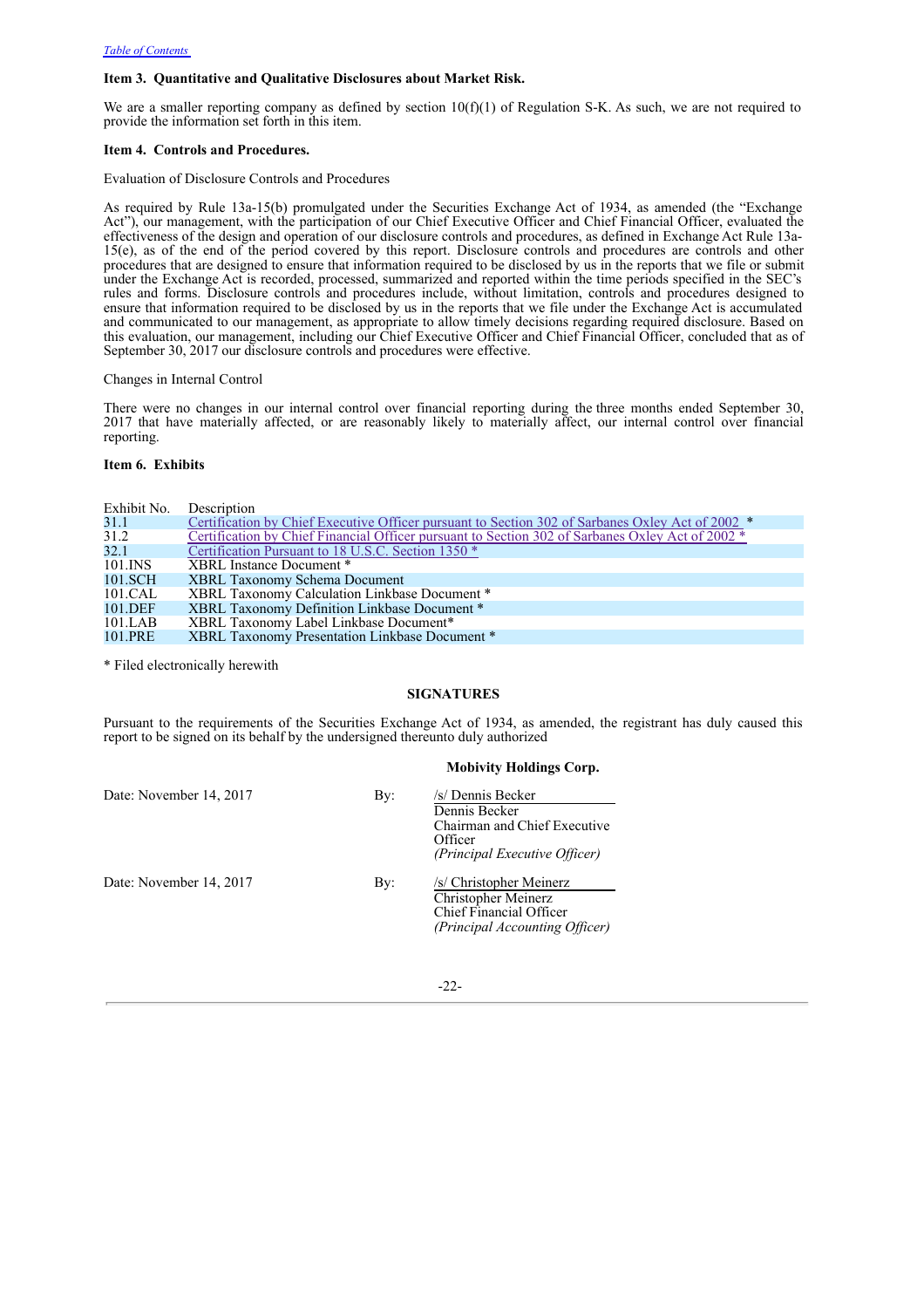### Item 3. Quantitative and Qualitative Disclosures about Market Risk.

We are a smaller reporting company as defined by section 10(f)(1) of Regulation S-K. As such, we are not required to provide the information set forth in this item.

### Item 4. Controls and Procedures.

Evaluation of Disclosure Controls and Procedures

As required by Rule 13a-15(b) promulgated under the Securities Exchange Act of 1934, as amended (the "Exchange Act"), our management, with the participation of our Chief Executive Officer and Chief Financial Officer, evaluated the effectiveness of the design and operation of our disclosure controls and procedures, as defined in Exchange Act Rule 13a-15(e), as of the end of the period covered by this report. Disclosure controls and procedures are controls and other procedures that are designed to ensure that information required to be disclosed by us in the reports that we file or submit under the Exchange Act is recorded, processed, summarized and reported within the time periods specified in the SEC's rules and forms. Disclosure controls and procedures include, without limitation, controls and procedures designed to ensure that information required to be disclosed by us in the reports that we file under the Exchange Act is accumulated and communicated to our management, as appropriate to allow timely decisions regarding required disclosure. Based on this evaluation, our management, including our Chief Executive Officer and Chief Financial Officer, concluded that as of September 30, 2017 our disclosure controls and procedures were effective.

Changes in Internal Control

There were no changes in our internal control over financial reporting during the three months ended September 30, 2017 that have materially affected, or are reasonably likely to materially affect, our internal control over financial reporting.

### Item 6. Exhibits

| Exhibit No. | Description |
|---|---|
| 31.1 | Certification by Chief Executive Officer pursuant to Section 302 of Sarbanes Oxley Act of 2002 * |
| 31.2 | Certification by Chief Financial Officer pursuant to Section 302 of Sarbanes Oxley Act of 2002 * |
| 32.1 | Certification Pursuant to 18 U.S.C. Section 1350 * |
| 101.INS | XBRL Instance Document * |
| 101.SCH | XBRL Taxonomy Schema Document |
| 101.CAL | XBRL Taxonomy Calculation Linkbase Document * |
| 101.DEF | XBRL Taxonomy Definition Linkbase Document * |
| 101.LAB | XBRL Taxonomy Label Linkbase Document* |
| 101.PRE | XBRL Taxonomy Presentation Linkbase Document * |

* Filed electronically herewith

## SIGNATURES

Pursuant to the requirements of the Securities Exchange Act of 1934, as amended, the registrant has duly caused this report to be signed on its behalf by the undersigned thereunto duly authorized

**Mobivity Holdings Corp.**

Date: November 14, 2017 By: /s/ Dennis Becker
Dennis Becker
Chairman and Chief Executive Officer
*(Principal Executive Officer)*

Date: November 14, 2017 By: /s/ Christopher Meinerz
Christopher Meinerz
Chief Financial Officer
*(Principal Accounting Officer)*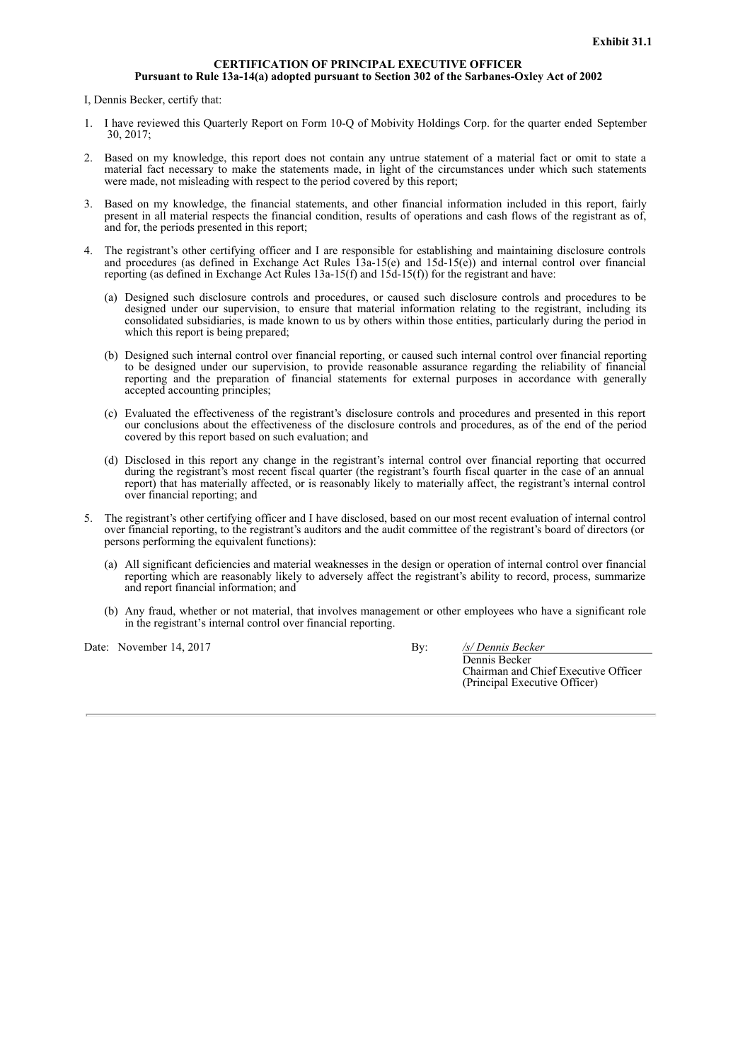**Exhibit 31.1**

**CERTIFICATION OF PRINCIPAL EXECUTIVE OFFICER**
**Pursuant to Rule 13a-14(a) adopted pursuant to Section 302 of the Sarbanes-Oxley Act of 2002**

I, Dennis Becker, certify that:

1. I have reviewed this Quarterly Report on Form 10-Q of Mobivity Holdings Corp. for the quarter ended September 30, 2017;

2. Based on my knowledge, this report does not contain any untrue statement of a material fact or omit to state a material fact necessary to make the statements made, in light of the circumstances under which such statements were made, not misleading with respect to the period covered by this report;

3. Based on my knowledge, the financial statements, and other financial information included in this report, fairly present in all material respects the financial condition, results of operations and cash flows of the registrant as of, and for, the periods presented in this report;

4. The registrant's other certifying officer and I are responsible for establishing and maintaining disclosure controls and procedures (as defined in Exchange Act Rules 13a-15(e) and 15d-15(e)) and internal control over financial reporting (as defined in Exchange Act Rules 13a-15(f) and 15d-15(f)) for the registrant and have:

   (a) Designed such disclosure controls and procedures, or caused such disclosure controls and procedures to be designed under our supervision, to ensure that material information relating to the registrant, including its consolidated subsidiaries, is made known to us by others within those entities, particularly during the period in which this report is being prepared;

   (b) Designed such internal control over financial reporting, or caused such internal control over financial reporting to be designed under our supervision, to provide reasonable assurance regarding the reliability of financial reporting and the preparation of financial statements for external purposes in accordance with generally accepted accounting principles;

   (c) Evaluated the effectiveness of the registrant's disclosure controls and procedures and presented in this report our conclusions about the effectiveness of the disclosure controls and procedures, as of the end of the period covered by this report based on such evaluation; and

   (d) Disclosed in this report any change in the registrant's internal control over financial reporting that occurred during the registrant's most recent fiscal quarter (the registrant's fourth fiscal quarter in the case of an annual report) that has materially affected, or is reasonably likely to materially affect, the registrant's internal control over financial reporting; and

5. The registrant's other certifying officer and I have disclosed, based on our most recent evaluation of internal control over financial reporting, to the registrant's auditors and the audit committee of the registrant's board of directors (or persons performing the equivalent functions):

   (a) All significant deficiencies and material weaknesses in the design or operation of internal control over financial reporting which are reasonably likely to adversely affect the registrant's ability to record, process, summarize and report financial information; and

   (b) Any fraud, whether or not material, that involves management or other employees who have a significant role in the registrant's internal control over financial reporting.

Date: November 14, 2017

By: */s/ Dennis Becker*
Dennis Becker
Chairman and Chief Executive Officer
(Principal Executive Officer)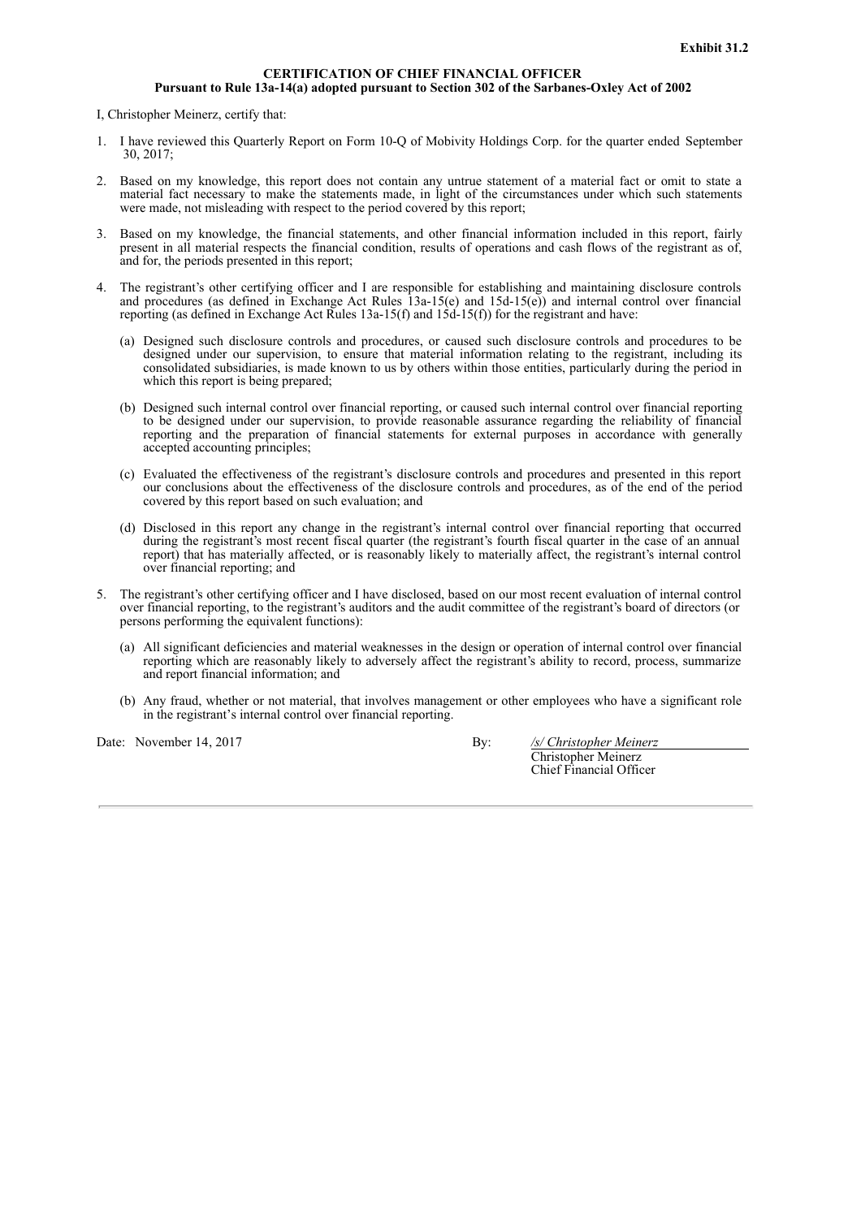**Exhibit 31.2**

**CERTIFICATION OF CHIEF FINANCIAL OFFICER**
**Pursuant to Rule 13a-14(a) adopted pursuant to Section 302 of the Sarbanes-Oxley Act of 2002**

I, Christopher Meinerz, certify that:

1. I have reviewed this Quarterly Report on Form 10-Q of Mobivity Holdings Corp. for the quarter ended September 30, 2017;

2. Based on my knowledge, this report does not contain any untrue statement of a material fact or omit to state a material fact necessary to make the statements made, in light of the circumstances under which such statements were made, not misleading with respect to the period covered by this report;

3. Based on my knowledge, the financial statements, and other financial information included in this report, fairly present in all material respects the financial condition, results of operations and cash flows of the registrant as of, and for, the periods presented in this report;

4. The registrant's other certifying officer and I are responsible for establishing and maintaining disclosure controls and procedures (as defined in Exchange Act Rules 13a-15(e) and 15d-15(e)) and internal control over financial reporting (as defined in Exchange Act Rules 13a-15(f) and 15d-15(f)) for the registrant and have:

   (a) Designed such disclosure controls and procedures, or caused such disclosure controls and procedures to be designed under our supervision, to ensure that material information relating to the registrant, including its consolidated subsidiaries, is made known to us by others within those entities, particularly during the period in which this report is being prepared;

   (b) Designed such internal control over financial reporting, or caused such internal control over financial reporting to be designed under our supervision, to provide reasonable assurance regarding the reliability of financial reporting and the preparation of financial statements for external purposes in accordance with generally accepted accounting principles;

   (c) Evaluated the effectiveness of the registrant's disclosure controls and procedures and presented in this report our conclusions about the effectiveness of the disclosure controls and procedures, as of the end of the period covered by this report based on such evaluation; and

   (d) Disclosed in this report any change in the registrant's internal control over financial reporting that occurred during the registrant's most recent fiscal quarter (the registrant's fourth fiscal quarter in the case of an annual report) that has materially affected, or is reasonably likely to materially affect, the registrant's internal control over financial reporting; and

5. The registrant's other certifying officer and I have disclosed, based on our most recent evaluation of internal control over financial reporting, to the registrant's auditors and the audit committee of the registrant's board of directors (or persons performing the equivalent functions):

   (a) All significant deficiencies and material weaknesses in the design or operation of internal control over financial reporting which are reasonably likely to adversely affect the registrant's ability to record, process, summarize and report financial information; and

   (b) Any fraud, whether or not material, that involves management or other employees who have a significant role in the registrant's internal control over financial reporting.

Date: November 14, 2017

By: */s/ Christopher Meinerz*
Christopher Meinerz
Chief Financial Officer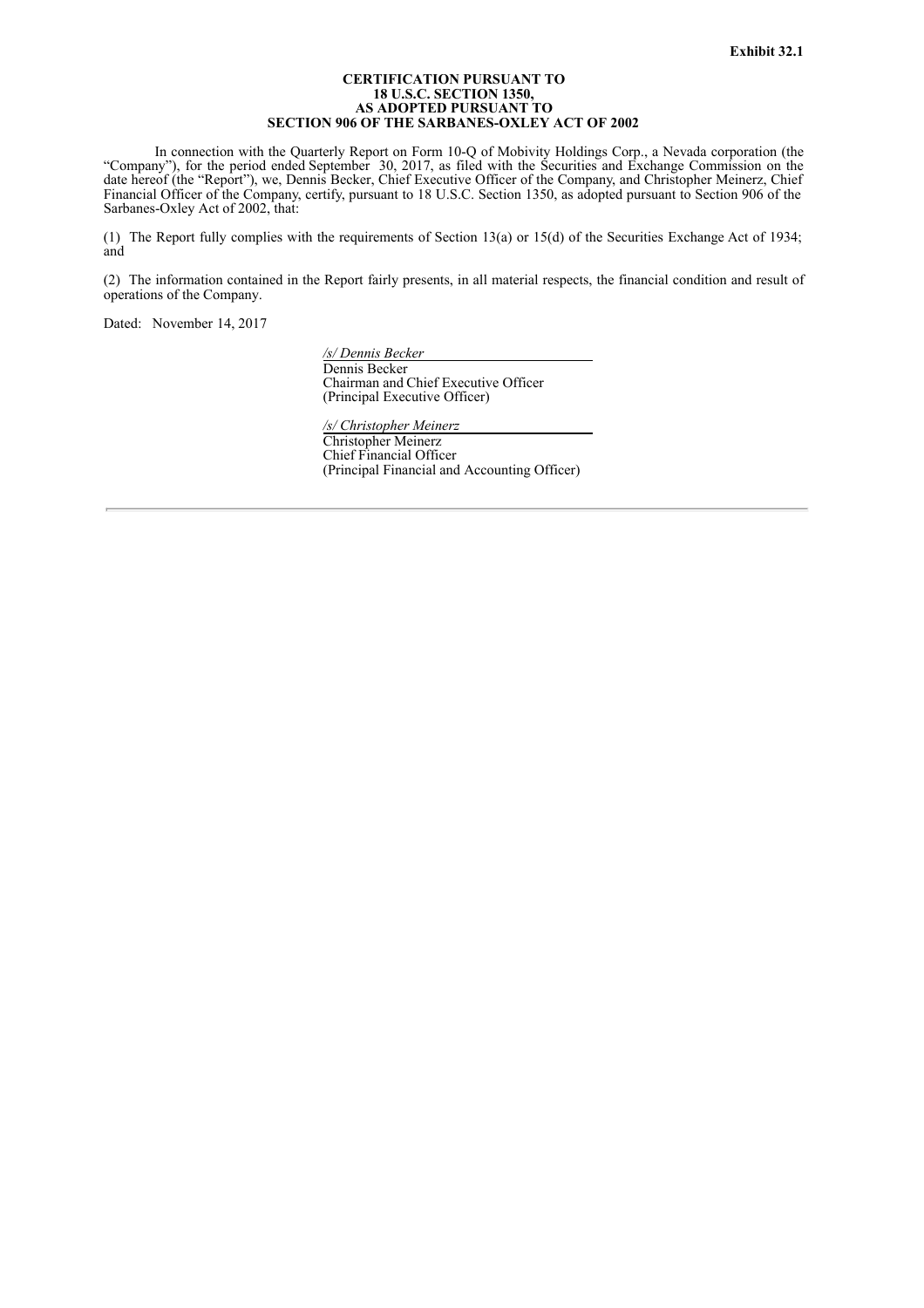**Exhibit 32.1**

**CERTIFICATION PURSUANT TO**
**18 U.S.C. SECTION 1350,**
**AS ADOPTED PURSUANT TO**
**SECTION 906 OF THE SARBANES-OXLEY ACT OF 2002**

In connection with the Quarterly Report on Form 10-Q of Mobivity Holdings Corp., a Nevada corporation (the "Company"), for the period ended September 30, 2017, as filed with the Securities and Exchange Commission on the date hereof (the "Report"), we, Dennis Becker, Chief Executive Officer of the Company, and Christopher Meinerz, Chief Financial Officer of the Company, certify, pursuant to 18 U.S.C. Section 1350, as adopted pursuant to Section 906 of the Sarbanes-Oxley Act of 2002, that:

(1) The Report fully complies with the requirements of Section 13(a) or 15(d) of the Securities Exchange Act of 1934; and

(2) The information contained in the Report fairly presents, in all material respects, the financial condition and result of operations of the Company.

Dated: November 14, 2017

*/s/ Dennis Becker*
Dennis Becker
Chairman and Chief Executive Officer
(Principal Executive Officer)

*/s/ Christopher Meinerz*
Christopher Meinerz
Chief Financial Officer
(Principal Financial and Accounting Officer)